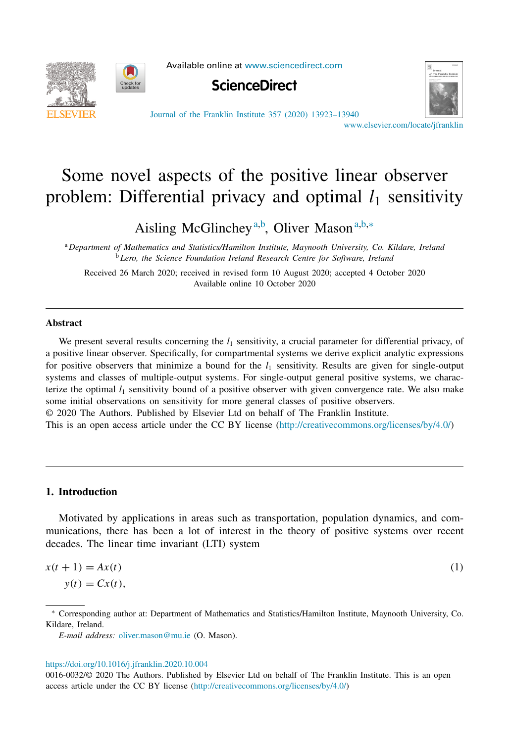# Some novel aspects of the positive linear observer problem: Differential privacy and optimal $l_1$ sensitivity

Aisling McGlinchey [a,b], Oliver Mason [a,b,*]

[a] *Department of Mathematics and Statistics/Hamilton Institute, Maynooth University, Co. Kildare, Ireland*
[b] *Lero, the Science Foundation Ireland Research Centre for Software, Ireland*

Received 26 March 2020; received in revised form 10 August 2020; accepted 4 October 2020
Available online 10 October 2020

## Abstract

We present several results concerning the $l_1$ sensitivity, a crucial parameter for differential privacy, of a positive linear observer. Specifically, for compartmental systems we derive explicit analytic expressions for positive observers that minimize a bound for the $l_1$ sensitivity. Results are given for single-output systems and classes of multiple-output systems. For single-output general positive systems, we characterize the optimal $l_1$ sensitivity bound of a positive observer with given convergence rate. We also make some initial observations on sensitivity for more general classes of positive observers.

© 2020 The Authors. Published by Elsevier Ltd on behalf of The Franklin Institute.
This is an open access article under the CC BY license (http://creativecommons.org/licenses/by/4.0/)

## 1. Introduction

Motivated by applications in areas such as transportation, population dynamics, and communications, there has been a lot of interest in the theory of positive systems over recent decades. The linear time invariant (LTI) system

$$
\begin{aligned}
x(t+1) &= Ax(t) \\
y(t) &= Cx(t),
\end{aligned}
\tag{1}
$$

---

\* Corresponding author at: Department of Mathematics and Statistics/Hamilton Institute, Maynooth University, Co. Kildare, Ireland.

*E-mail address:* oliver.mason@mu.ie (O. Mason).

https://doi.org/10.1016/j.jfranklin.2020.10.004
0016-0032/© 2020 The Authors. Published by Elsevier Ltd on behalf of The Franklin Institute. This is an open access article under the CC BY license (http://creativecommons.org/licenses/by/4.0/)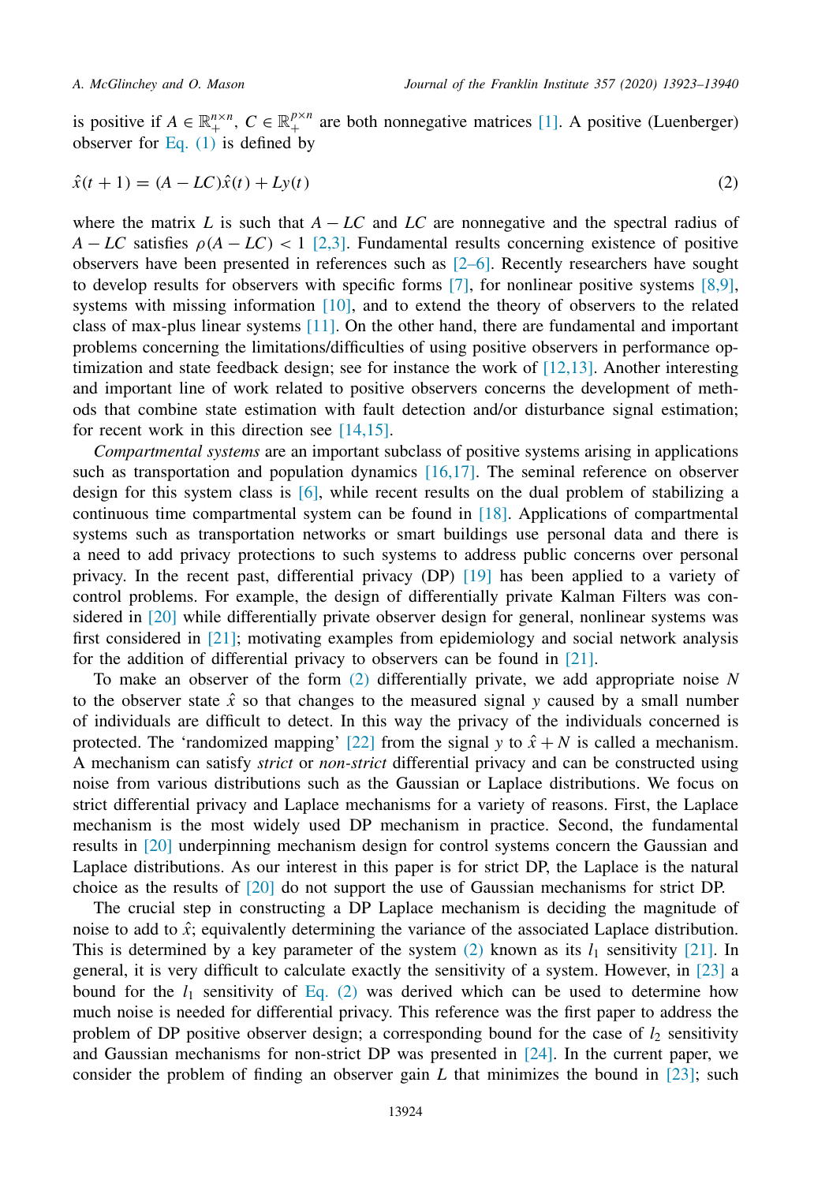is positive if $A \in \mathbb{R}_+^{n\times n}$, $C \in \mathbb{R}_+^{p\times n}$ are both nonnegative matrices [1]. A positive (Luenberger) observer for Eq. (1) is defined by

$$\hat{x}(t+1) = (A - LC)\hat{x}(t) + Ly(t) \tag{2}$$

where the matrix $L$ is such that $A - LC$ and $LC$ are nonnegative and the spectral radius of $A - LC$ satisfies $\rho(A - LC) < 1$ [2,3]. Fundamental results concerning existence of positive observers have been presented in references such as [2–6]. Recently researchers have sought to develop results for observers with specific forms [7], for nonlinear positive systems [8,9], systems with missing information [10], and to extend the theory of observers to the related class of max-plus linear systems [11]. On the other hand, there are fundamental and important problems concerning the limitations/difficulties of using positive observers in performance optimization and state feedback design; see for instance the work of [12,13]. Another interesting and important line of work related to positive observers concerns the development of methods that combine state estimation with fault detection and/or disturbance signal estimation; for recent work in this direction see [14,15].

*Compartmental systems* are an important subclass of positive systems arising in applications such as transportation and population dynamics [16,17]. The seminal reference on observer design for this system class is [6], while recent results on the dual problem of stabilizing a continuous time compartmental system can be found in [18]. Applications of compartmental systems such as transportation networks or smart buildings use personal data and there is a need to add privacy protections to such systems to address public concerns over personal privacy. In the recent past, differential privacy (DP) [19] has been applied to a variety of control problems. For example, the design of differentially private Kalman Filters was considered in [20] while differentially private observer design for general, nonlinear systems was first considered in [21]; motivating examples from epidemiology and social network analysis for the addition of differential privacy to observers can be found in [21].

To make an observer of the form (2) differentially private, we add appropriate noise $N$ to the observer state $\hat{x}$ so that changes to the measured signal $y$ caused by a small number of individuals are difficult to detect. In this way the privacy of the individuals concerned is protected. The 'randomized mapping' [22] from the signal $y$ to $\hat{x} + N$ is called a mechanism. A mechanism can satisfy *strict* or *non-strict* differential privacy and can be constructed using noise from various distributions such as the Gaussian or Laplace distributions. We focus on strict differential privacy and Laplace mechanisms for a variety of reasons. First, the Laplace mechanism is the most widely used DP mechanism in practice. Second, the fundamental results in [20] underpinning mechanism design for control systems concern the Gaussian and Laplace distributions. As our interest in this paper is for strict DP, the Laplace is the natural choice as the results of [20] do not support the use of Gaussian mechanisms for strict DP.

The crucial step in constructing a DP Laplace mechanism is deciding the magnitude of noise to add to $\hat{x}$; equivalently determining the variance of the associated Laplace distribution. This is determined by a key parameter of the system (2) known as its $l_1$ sensitivity [21]. In general, it is very difficult to calculate exactly the sensitivity of a system. However, in [23] a bound for the $l_1$ sensitivity of Eq. (2) was derived which can be used to determine how much noise is needed for differential privacy. This reference was the first paper to address the problem of DP positive observer design; a corresponding bound for the case of $l_2$ sensitivity and Gaussian mechanisms for non-strict DP was presented in [24]. In the current paper, we consider the problem of finding an observer gain $L$ that minimizes the bound in [23]; such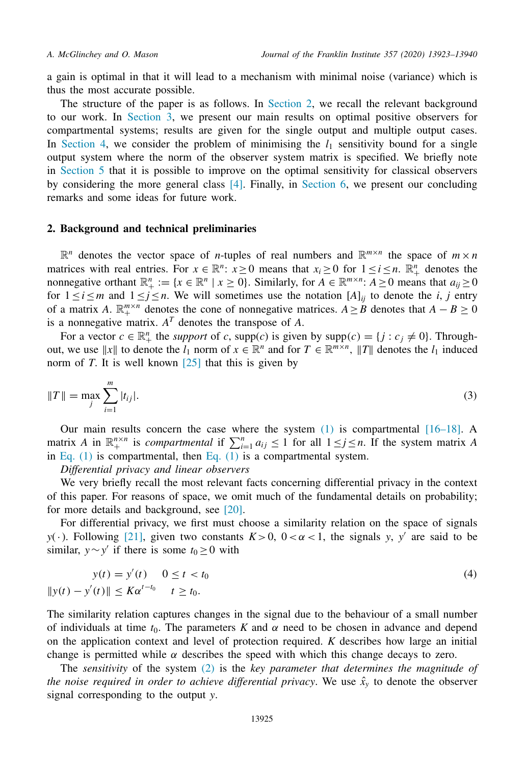a gain is optimal in that it will lead to a mechanism with minimal noise (variance) which is thus the most accurate possible.

The structure of the paper is as follows. In Section 2, we recall the relevant background to our work. In Section 3, we present our main results on optimal positive observers for compartmental systems; results are given for the single output and multiple output cases. In Section 4, we consider the problem of minimising the $l_1$ sensitivity bound for a single output system where the norm of the observer system matrix is specified. We briefly note in Section 5 that it is possible to improve on the optimal sensitivity for classical observers by considering the more general class [4]. Finally, in Section 6, we present our concluding remarks and some ideas for future work.

## 2. Background and technical preliminaries

$\mathbb{R}^n$ denotes the vector space of $n$-tuples of real numbers and $\mathbb{R}^{m\times n}$ the space of $m \times n$ matrices with real entries. For $x \in \mathbb{R}^n$: $x \geq 0$ means that $x_i \geq 0$ for $1 \leq i \leq n$. $\mathbb{R}^n_+$ denotes the nonnegative orthant $\mathbb{R}^n_+ := \{x \in \mathbb{R}^n \mid x \geq 0\}$. Similarly, for $A \in \mathbb{R}^{m\times n}$: $A \geq 0$ means that $a_{ij} \geq 0$ for $1 \leq i \leq m$ and $1 \leq j \leq n$. We will sometimes use the notation $[A]_{ij}$ to denote the $i$, $j$ entry of a matrix $A$. $\mathbb{R}^{m\times n}_+$ denotes the cone of nonnegative matrices. $A \geq B$ denotes that $A - B \geq 0$ is a nonnegative matrix. $A^T$ denotes the transpose of $A$.

For a vector $c \in \mathbb{R}^n_+$ the *support* of $c$, supp($c$) is given by supp$(c) = \{j : c_j \neq 0\}$. Throughout, we use $\|x\|$ to denote the $l_1$ norm of $x \in \mathbb{R}^n$ and for $T \in \mathbb{R}^{m\times n}$, $\|T\|$ denotes the $l_1$ induced norm of $T$. It is well known [25] that this is given by

$$\|T\| = \max_j \sum_{i=1}^{m} |t_{ij}|. \tag{3}$$

Our main results concern the case where the system (1) is compartmental [16–18]. A matrix $A$ in $\mathbb{R}^{n\times n}_+$ is *compartmental* if $\sum_{i=1}^{n} a_{ij} \leq 1$ for all $1 \leq j \leq n$. If the system matrix $A$ in Eq. (1) is compartmental, then Eq. (1) is a compartmental system.

*Differential privacy and linear observers*

We very briefly recall the most relevant facts concerning differential privacy in the context of this paper. For reasons of space, we omit much of the fundamental details on probability; for more details and background, see [20].

For differential privacy, we first must choose a similarity relation on the space of signals $y(\cdot)$. Following [21], given two constants $K > 0$, $0 < \alpha < 1$, the signals $y$, $y'$ are said to be similar, $y \sim y'$ if there is some $t_0 \geq 0$ with

$$\begin{aligned} y(t) &= y'(t) \quad 0 \leq t < t_0 \\ \|y(t) - y'(t)\| &\leq K\alpha^{t-t_0} \quad t \geq t_0. \end{aligned} \tag{4}$$

The similarity relation captures changes in the signal due to the behaviour of a small number of individuals at time $t_0$. The parameters $K$ and $\alpha$ need to be chosen in advance and depend on the application context and level of protection required. $K$ describes how large an initial change is permitted while $\alpha$ describes the speed with which this change decays to zero.

The *sensitivity* of the system (2) is the *key parameter that determines the magnitude of the noise required in order to achieve differential privacy*. We use $\hat{x}_y$ to denote the observer signal corresponding to the output $y$.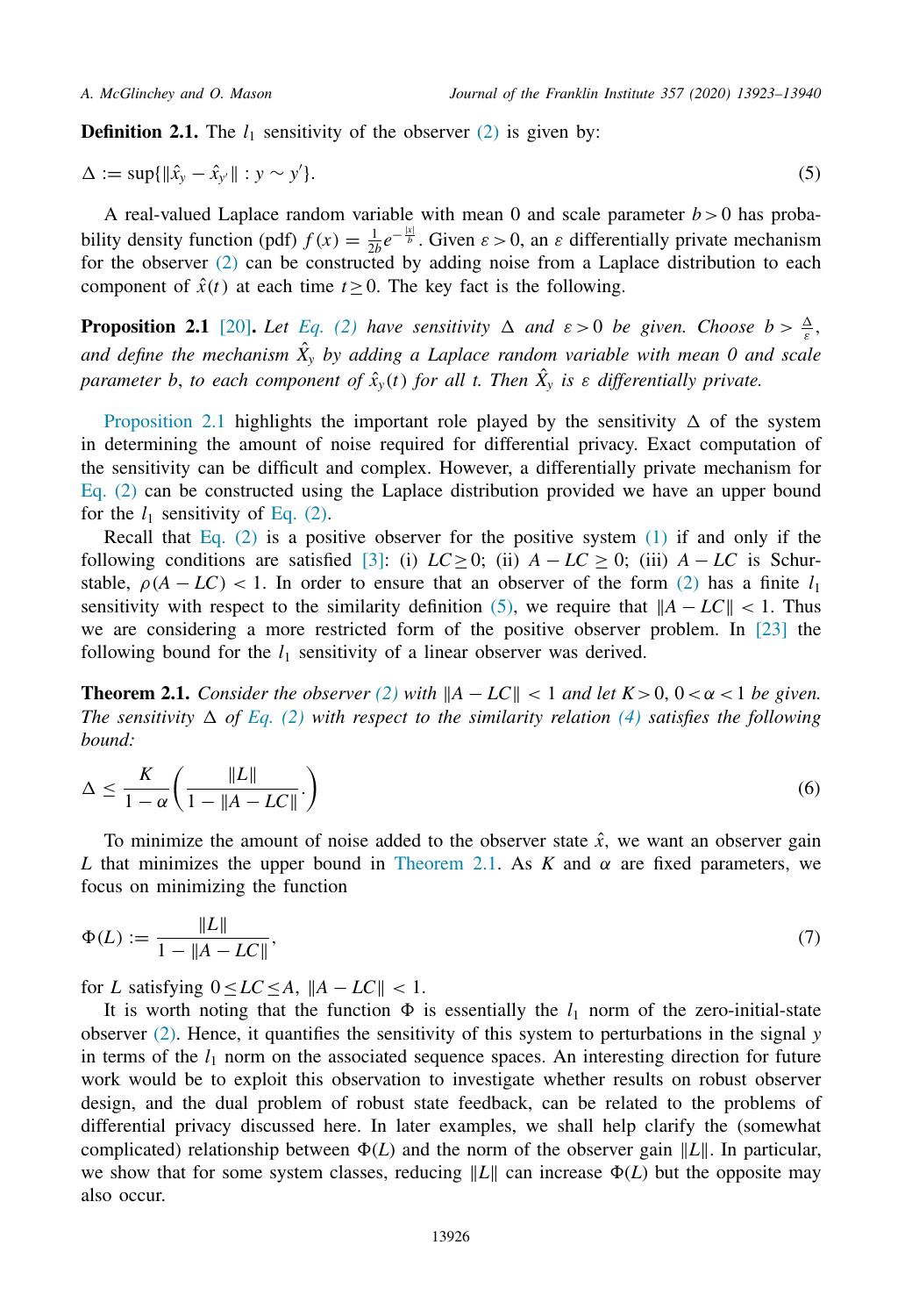**Definition 2.1.** The $l_1$ sensitivity of the observer (2) is given by:

$$\Delta := \sup\{\|\hat{x}_y - \hat{x}_{y'}\| : y \sim y'\}. \tag{5}$$

A real-valued Laplace random variable with mean 0 and scale parameter $b > 0$ has probability density function (pdf) $f(x) = \frac{1}{2b}e^{-\frac{|x|}{b}}$. Given $\varepsilon > 0$, an $\varepsilon$ differentially private mechanism for the observer (2) can be constructed by adding noise from a Laplace distribution to each component of $\hat{x}(t)$ at each time $t \geq 0$. The key fact is the following.

**Proposition 2.1** [20]**.** *Let Eq. (2) have sensitivity $\Delta$ and $\varepsilon > 0$ be given. Choose $b > \frac{\Delta}{\varepsilon}$, and define the mechanism $\hat{X}_y$ by adding a Laplace random variable with mean 0 and scale parameter $b$, to each component of $\hat{x}_y(t)$ for all $t$. Then $\hat{X}_y$ is $\varepsilon$ differentially private.*

Proposition 2.1 highlights the important role played by the sensitivity $\Delta$ of the system in determining the amount of noise required for differential privacy. Exact computation of the sensitivity can be difficult and complex. However, a differentially private mechanism for Eq. (2) can be constructed using the Laplace distribution provided we have an upper bound for the $l_1$ sensitivity of Eq. (2).

Recall that Eq. (2) is a positive observer for the positive system (1) if and only if the following conditions are satisfied [3]: (i) $LC \geq 0$; (ii) $A - LC \geq 0$; (iii) $A - LC$ is Schur-stable, $\rho(A - LC) < 1$. In order to ensure that an observer of the form (2) has a finite $l_1$ sensitivity with respect to the similarity definition (5), we require that $\|A - LC\| < 1$. Thus we are considering a more restricted form of the positive observer problem. In [23] the following bound for the $l_1$ sensitivity of a linear observer was derived.

**Theorem 2.1.** *Consider the observer (2) with $\|A - LC\| < 1$ and let $K > 0$, $0 < \alpha < 1$ be given. The sensitivity $\Delta$ of Eq. (2) with respect to the similarity relation (4) satisfies the following bound:*

$$\Delta \leq \frac{K}{1-\alpha}\left(\frac{\|L\|}{1 - \|A - LC\|}.\right) \tag{6}$$

To minimize the amount of noise added to the observer state $\hat{x}$, we want an observer gain $L$ that minimizes the upper bound in Theorem 2.1. As $K$ and $\alpha$ are fixed parameters, we focus on minimizing the function

$$\Phi(L) := \frac{\|L\|}{1 - \|A - LC\|}, \tag{7}$$

for $L$ satisfying $0 \leq LC \leq A$, $\|A - LC\| < 1$.

It is worth noting that the function $\Phi$ is essentially the $l_1$ norm of the zero-initial-state observer (2). Hence, it quantifies the sensitivity of this system to perturbations in the signal $y$ in terms of the $l_1$ norm on the associated sequence spaces. An interesting direction for future work would be to exploit this observation to investigate whether results on robust observer design, and the dual problem of robust state feedback, can be related to the problems of differential privacy discussed here. In later examples, we shall help clarify the (somewhat complicated) relationship between $\Phi(L)$ and the norm of the observer gain $\|L\|$. In particular, we show that for some system classes, reducing $\|L\|$ can increase $\Phi(L)$ but the opposite may also occur.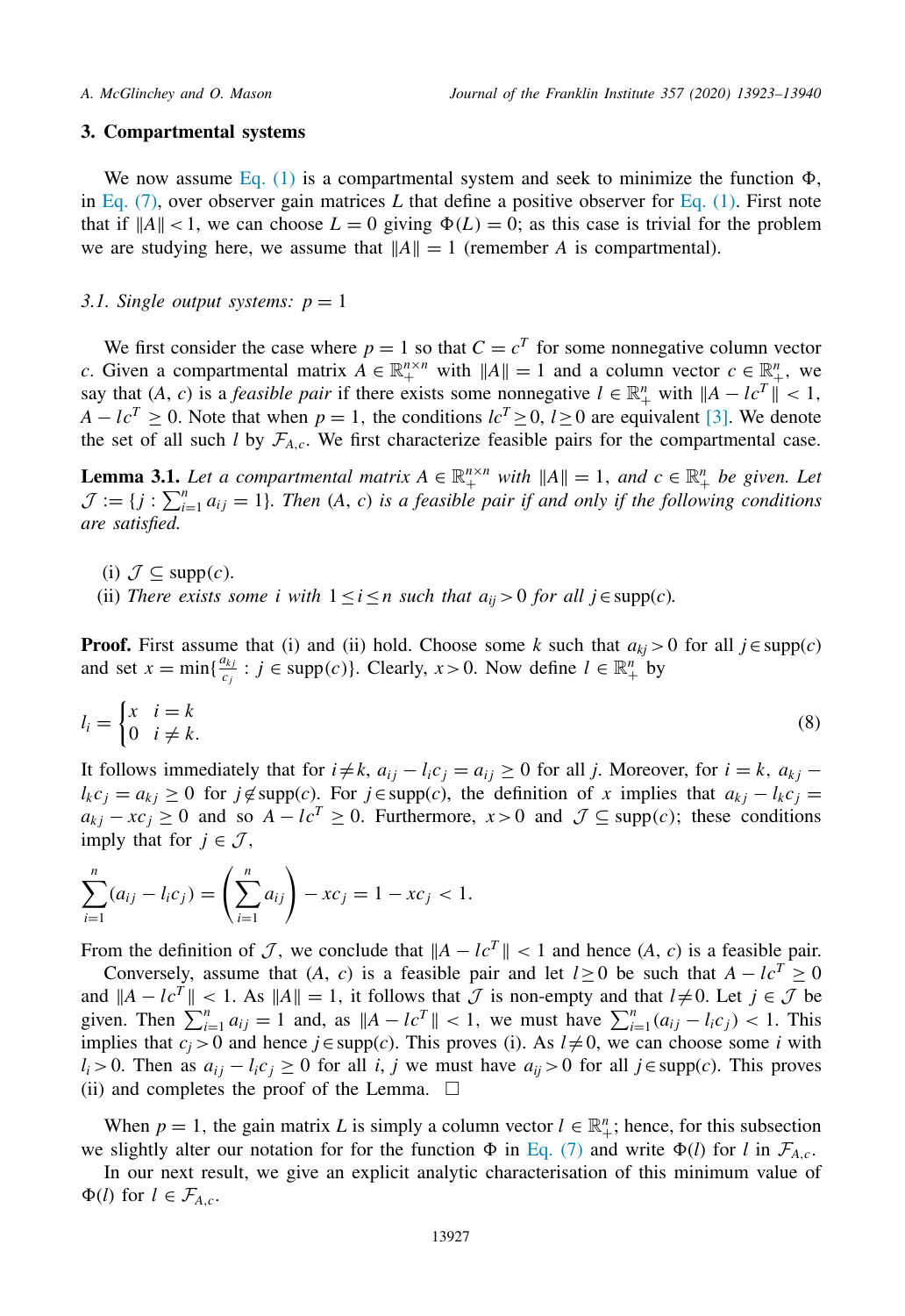## 3. Compartmental systems

We now assume Eq. (1) is a compartmental system and seek to minimize the function $\Phi$, in Eq. (7), over observer gain matrices $L$ that define a positive observer for Eq. (1). First note that if $\|A\| < 1$, we can choose $L = 0$ giving $\Phi(L) = 0$; as this case is trivial for the problem we are studying here, we assume that $\|A\| = 1$ (remember $A$ is compartmental).

### 3.1. Single output systems: $p = 1$

We first consider the case where $p = 1$ so that $C = c^T$ for some nonnegative column vector $c$. Given a compartmental matrix $A \in \mathbb{R}_+^{n\times n}$ with $\|A\| = 1$ and a column vector $c \in \mathbb{R}_+^n$, we say that $(A, c)$ is a *feasible pair* if there exists some nonnegative $l \in \mathbb{R}_+^n$ with $\|A - lc^T\| < 1$, $A - lc^T \geq 0$. Note that when $p = 1$, the conditions $lc^T \geq 0$, $l \geq 0$ are equivalent [3]. We denote the set of all such $l$ by $\mathcal{F}_{A,c}$. We first characterize feasible pairs for the compartmental case.

**Lemma 3.1.** *Let a compartmental matrix $A \in \mathbb{R}_+^{n\times n}$ with $\|A\| = 1$, and $c \in \mathbb{R}_+^n$ be given. Let $\mathcal{J} := \{j : \sum_{i=1}^n a_{ij} = 1\}$. Then $(A, c)$ is a feasible pair if and only if the following conditions are satisfied.*

(i) $\mathcal{J} \subseteq \text{supp}(c)$.
(ii) *There exists some $i$ with $1 \leq i \leq n$ such that $a_{ij} > 0$ for all $j \in \text{supp}(c)$.*

**Proof.** First assume that (i) and (ii) hold. Choose some $k$ such that $a_{kj} > 0$ for all $j \in \text{supp}(c)$ and set $x = \min\{\frac{a_{kj}}{c_j} : j \in \text{supp}(c)\}$. Clearly, $x > 0$. Now define $l \in \mathbb{R}_+^n$ by

$$l_i = \begin{cases} x & i = k \\ 0 & i \neq k. \end{cases} \tag{8}$$

It follows immediately that for $i \neq k$, $a_{ij} - l_i c_j = a_{ij} \geq 0$ for all $j$. Moreover, for $i = k$, $a_{kj} - l_k c_j = a_{kj} \geq 0$ for $j \notin \text{supp}(c)$. For $j \in \text{supp}(c)$, the definition of $x$ implies that $a_{kj} - l_k c_j = a_{kj} - x c_j \geq 0$ and so $A - lc^T \geq 0$. Furthermore, $x > 0$ and $\mathcal{J} \subseteq \text{supp}(c)$; these conditions imply that for $j \in \mathcal{J}$,

$$\sum_{i=1}^n (a_{ij} - l_i c_j) = \left(\sum_{i=1}^n a_{ij}\right) - x c_j = 1 - x c_j < 1.$$

From the definition of $\mathcal{J}$, we conclude that $\|A - lc^T\| < 1$ and hence $(A, c)$ is a feasible pair.

Conversely, assume that $(A, c)$ is a feasible pair and let $l \geq 0$ be such that $A - lc^T \geq 0$ and $\|A - lc^T\| < 1$. As $\|A\| = 1$, it follows that $\mathcal{J}$ is non-empty and that $l \neq 0$. Let $j \in \mathcal{J}$ be given. Then $\sum_{i=1}^n a_{ij} = 1$ and, as $\|A - lc^T\| < 1$, we must have $\sum_{i=1}^n (a_{ij} - l_i c_j) < 1$. This implies that $c_j > 0$ and hence $j \in \text{supp}(c)$. This proves (i). As $l \neq 0$, we can choose some $i$ with $l_i > 0$. Then as $a_{ij} - l_i c_j \geq 0$ for all $i, j$ we must have $a_{ij} > 0$ for all $j \in \text{supp}(c)$. This proves (ii) and completes the proof of the Lemma. $\square$

When $p = 1$, the gain matrix $L$ is simply a column vector $l \in \mathbb{R}_+^n$; hence, for this subsection we slightly alter our notation for for the function $\Phi$ in Eq. (7) and write $\Phi(l)$ for $l$ in $\mathcal{F}_{A,c}$.

In our next result, we give an explicit analytic characterisation of this minimum value of $\Phi(l)$ for $l \in \mathcal{F}_{A,c}$.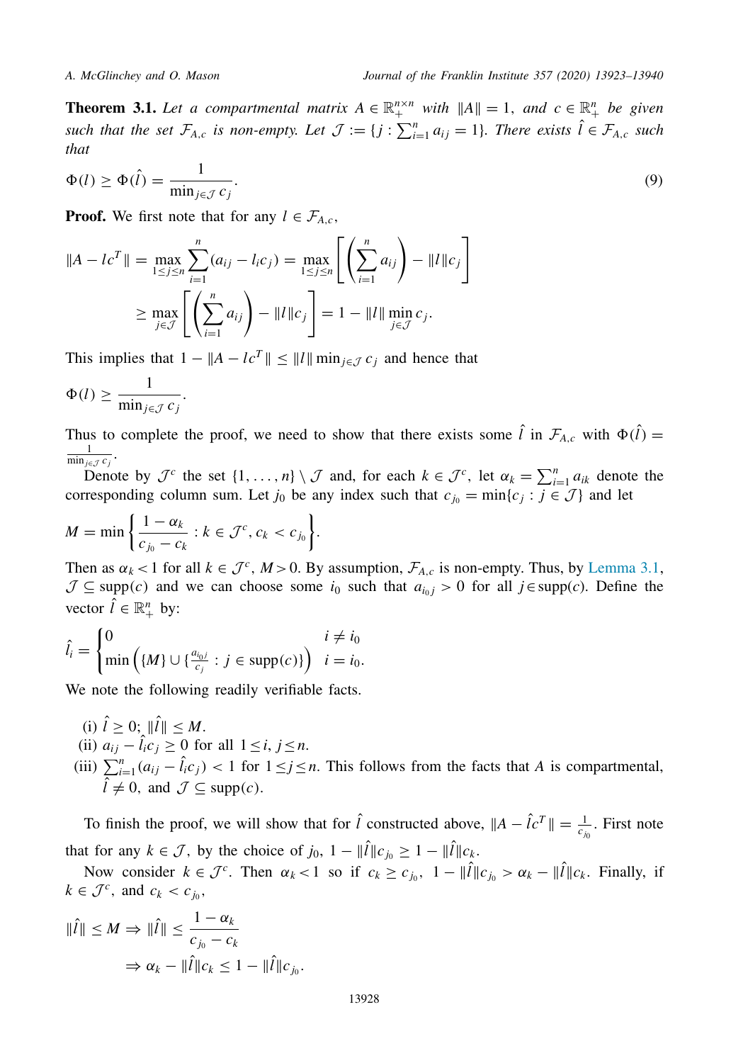**Theorem 3.1.** *Let a compartmental matrix $A \in \mathbb{R}_+^{n\times n}$ with $\|A\| = 1$, and $c \in \mathbb{R}_+^n$ be given such that the set $\mathcal{F}_{A,c}$ is non-empty. Let $\mathcal{J} := \{j : \sum_{i=1}^n a_{ij} = 1\}$. There exists $\hat{l} \in \mathcal{F}_{A,c}$ such that*

$$\Phi(l) \geq \Phi(\hat{l}) = \frac{1}{\min_{j\in\mathcal{J}} c_j}. \tag{9}$$

**Proof.** We first note that for any $l \in \mathcal{F}_{A,c}$,

$$\begin{aligned}\|A - lc^T\| &= \max_{1\leq j\leq n} \sum_{i=1}^n (a_{ij} - l_i c_j) = \max_{1\leq j\leq n}\left[\left(\sum_{i=1}^n a_{ij}\right) - \|l\| c_j\right] \\ &\geq \max_{j\in\mathcal{J}}\left[\left(\sum_{i=1}^n a_{ij}\right) - \|l\| c_j\right] = 1 - \|l\| \min_{j\in\mathcal{J}} c_j.\end{aligned}$$

This implies that $1 - \|A - lc^T\| \leq \|l\| \min_{j\in\mathcal{J}} c_j$ and hence that

$$\Phi(l) \geq \frac{1}{\min_{j\in\mathcal{J}} c_j}.$$

Thus to complete the proof, we need to show that there exists some $\hat{l}$ in $\mathcal{F}_{A,c}$ with $\Phi(\hat{l}) = \frac{1}{\min_{j\in\mathcal{J}} c_j}$.

Denote by $\mathcal{J}^c$ the set $\{1, \dots, n\} \setminus \mathcal{J}$ and, for each $k \in \mathcal{J}^c$, let $\alpha_k = \sum_{i=1}^n a_{ik}$ denote the corresponding column sum. Let $j_0$ be any index such that $c_{j_0} = \min\{c_j : j \in \mathcal{J}\}$ and let

$$M = \min\left\{\frac{1-\alpha_k}{c_{j_0} - c_k} : k \in \mathcal{J}^c, c_k < c_{j_0}\right\}.$$

Then as $\alpha_k < 1$ for all $k \in \mathcal{J}^c$, $M > 0$. By assumption, $\mathcal{F}_{A,c}$ is non-empty. Thus, by Lemma 3.1, $\mathcal{J} \subseteq \text{supp}(c)$ and we can choose some $i_0$ such that $a_{i_0 j} > 0$ for all $j \in \text{supp}(c)$. Define the vector $\hat{l} \in \mathbb{R}_+^n$ by:

$$\hat{l}_i = \begin{cases} 0 & i \neq i_0 \\ \min\left(\{M\} \cup \{\frac{a_{i_0 j}}{c_j} : j \in \text{supp}(c)\}\right) & i = i_0. \end{cases}$$

We note the following readily verifiable facts.

(i) $\hat{l} \geq 0$; $\|\hat{l}\| \leq M$.
(ii) $a_{ij} - \hat{l}_i c_j \geq 0$ for all $1 \leq i, j \leq n$.
(iii) $\sum_{i=1}^n (a_{ij} - \hat{l}_i c_j) < 1$ for $1 \leq j \leq n$. This follows from the facts that $A$ is compartmental, $\hat{l} \neq 0$, and $\mathcal{J} \subseteq \text{supp}(c)$.

To finish the proof, we will show that for $\hat{l}$ constructed above, $\|A - \hat{l}c^T\| = \frac{1}{c_{j_0}}$. First note that for any $k \in \mathcal{J}$, by the choice of $j_0$, $1 - \|\hat{l}\| c_{j_0} \geq 1 - \|\hat{l}\| c_k$.

Now consider $k \in \mathcal{J}^c$. Then $\alpha_k < 1$ so if $c_k \geq c_{j_0}$, $1 - \|\hat{l}\| c_{j_0} > \alpha_k - \|\hat{l}\| c_k$. Finally, if $k \in \mathcal{J}^c$, and $c_k < c_{j_0}$,

$$\begin{aligned}\|\hat{l}\| \leq M &\Rightarrow \|\hat{l}\| \leq \frac{1-\alpha_k}{c_{j_0} - c_k} \\ &\Rightarrow \alpha_k - \|\hat{l}\| c_k \leq 1 - \|\hat{l}\| c_{j_0}.\end{aligned}$$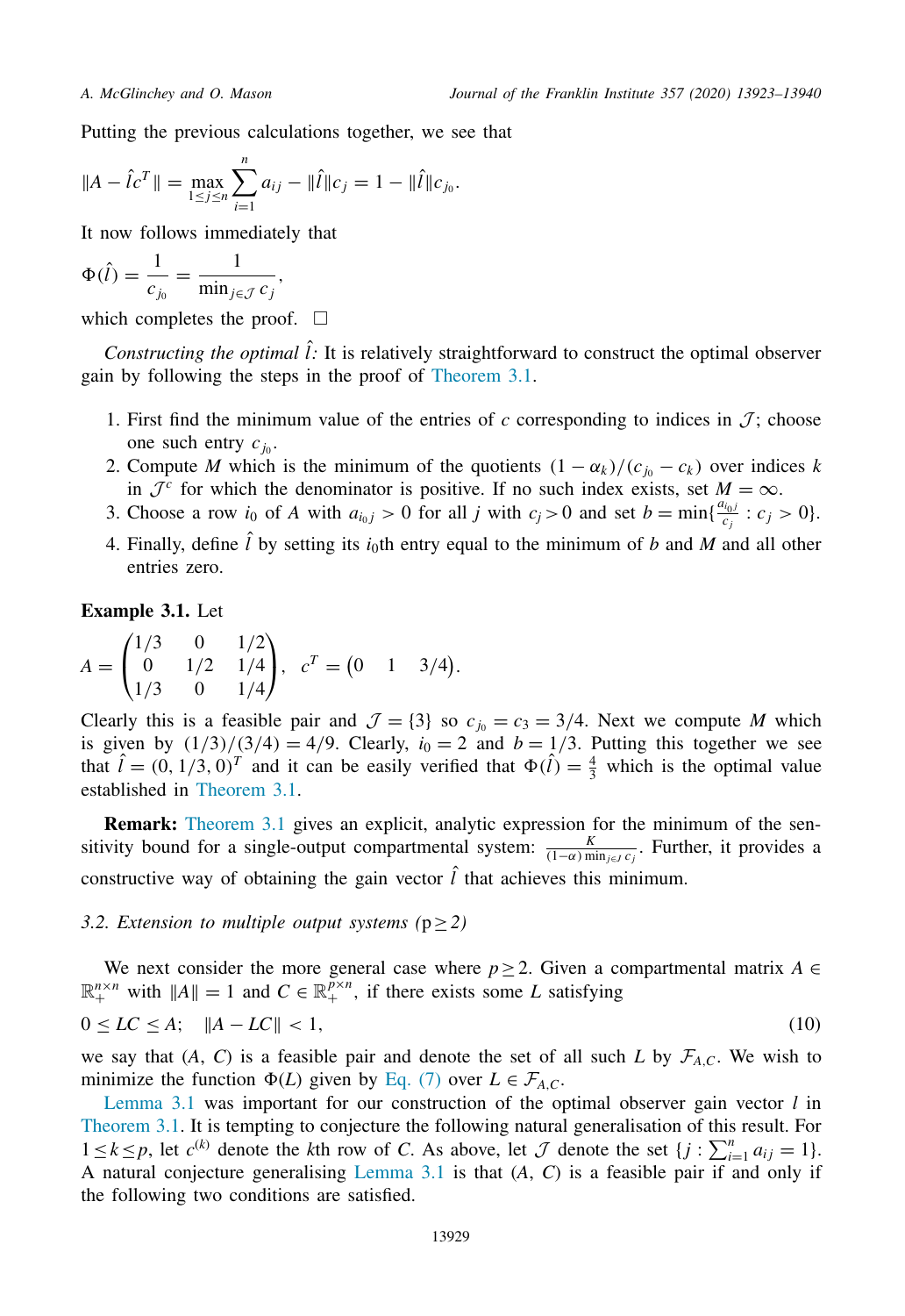Putting the previous calculations together, we see that

$$\|A - \hat{l}c^T\| = \max_{1 \le j \le n} \sum_{i=1}^{n} a_{ij} - \|\hat{l}\| c_j = 1 - \|\hat{l}\| c_{j_0}.$$

It now follows immediately that

$$\Phi(\hat{l}) = \frac{1}{c_{j_0}} = \frac{1}{\min_{j \in \mathcal{J}} c_j},$$

which completes the proof. □

*Constructing the optimal $\hat{l}$:* It is relatively straightforward to construct the optimal observer gain by following the steps in the proof of Theorem 3.1.

1. First find the minimum value of the entries of $c$ corresponding to indices in $\mathcal{J}$; choose one such entry $c_{j_0}$.
2. Compute $M$ which is the minimum of the quotients $(1-\alpha_k)/(c_{j_0} - c_k)$ over indices $k$ in $\mathcal{J}^c$ for which the denominator is positive. If no such index exists, set $M = \infty$.
3. Choose a row $i_0$ of $A$ with $a_{i_0 j} > 0$ for all $j$ with $c_j > 0$ and set $b = \min\{\frac{a_{i_0 j}}{c_j} : c_j > 0\}$.
4. Finally, define $\hat{l}$ by setting its $i_0$th entry equal to the minimum of $b$ and $M$ and all other entries zero.

**Example 3.1.** Let

$$A = \begin{pmatrix} 1/3 & 0 & 1/2 \\ 0 & 1/2 & 1/4 \\ 1/3 & 0 & 1/4 \end{pmatrix}, \quad c^T = \begin{pmatrix} 0 & 1 & 3/4 \end{pmatrix}.$$

Clearly this is a feasible pair and $\mathcal{J} = \{3\}$ so $c_{j_0} = c_3 = 3/4$. Next we compute $M$ which is given by $(1/3)/(3/4) = 4/9$. Clearly, $i_0 = 2$ and $b = 1/3$. Putting this together we see that $\hat{l} = (0, 1/3, 0)^T$ and it can be easily verified that $\Phi(\hat{l}) = \frac{4}{3}$ which is the optimal value established in Theorem 3.1.

**Remark:** Theorem 3.1 gives an explicit, analytic expression for the minimum of the sensitivity bound for a single-output compartmental system: $\frac{K}{(1-\alpha)\min_{j \in J} c_j}$. Further, it provides a constructive way of obtaining the gain vector $\hat{l}$ that achieves this minimum.

### 3.2. Extension to multiple output systems (p ≥ 2)

We next consider the more general case where $p \ge 2$. Given a compartmental matrix $A \in \mathbb{R}_+^{n \times n}$ with $\|A\| = 1$ and $C \in \mathbb{R}_+^{p \times n}$, if there exists some $L$ satisfying

$$0 \le LC \le A; \quad \|A - LC\| < 1, \tag{10}$$

we say that $(A, C)$ is a feasible pair and denote the set of all such $L$ by $\mathcal{F}_{A,C}$. We wish to minimize the function $\Phi(L)$ given by Eq. (7) over $L \in \mathcal{F}_{A,C}$.

Lemma 3.1 was important for our construction of the optimal observer gain vector $l$ in Theorem 3.1. It is tempting to conjecture the following natural generalisation of this result. For $1 \le k \le p$, let $c^{(k)}$ denote the $k$th row of $C$. As above, let $\mathcal{J}$ denote the set $\{j : \sum_{i=1}^{n} a_{ij} = 1\}$. A natural conjecture generalising Lemma 3.1 is that $(A, C)$ is a feasible pair if and only if the following two conditions are satisfied.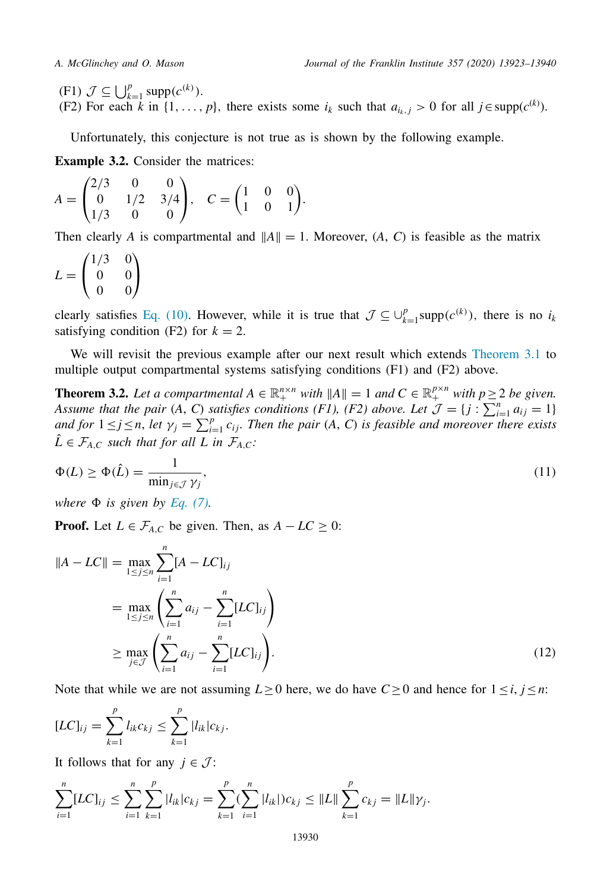(F1) $\mathcal{J} \subseteq \bigcup_{k=1}^{p} \text{supp}(c^{(k)})$.
(F2) For each $k$ in $\{1, \ldots, p\}$, there exists some $i_k$ such that $a_{i_k,j} > 0$ for all $j \in \text{supp}(c^{(k)})$.

Unfortunately, this conjecture is not true as is shown by the following example.

**Example 3.2.** Consider the matrices:

$$A = \begin{pmatrix} 2/3 & 0 & 0 \\ 0 & 1/2 & 3/4 \\ 1/3 & 0 & 0 \end{pmatrix}, \quad C = \begin{pmatrix} 1 & 0 & 0 \\ 1 & 0 & 1 \end{pmatrix}.$$

Then clearly $A$ is compartmental and $\|A\| = 1$. Moreover, $(A, C)$ is feasible as the matrix

$$L = \begin{pmatrix} 1/3 & 0 \\ 0 & 0 \\ 0 & 0 \end{pmatrix}$$

clearly satisfies Eq. (10). However, while it is true that $\mathcal{J} \subseteq \cup_{k=1}^{p} \text{supp}(c^{(k)})$, there is no $i_k$ satisfying condition (F2) for $k = 2$.

We will revisit the previous example after our next result which extends Theorem 3.1 to multiple output compartmental systems satisfying conditions (F1) and (F2) above.

**Theorem 3.2.** *Let a compartmental $A \in \mathbb{R}_+^{n\times n}$ with $\|A\| = 1$ and $C \in \mathbb{R}_+^{p\times n}$ with $p \geq 2$ be given. Assume that the pair $(A, C)$ satisfies conditions (F1), (F2) above. Let $\mathcal{J} = \{j : \sum_{i=1}^{n} a_{ij} = 1\}$ and for $1 \leq j \leq n$, let $\gamma_j = \sum_{i=1}^{p} c_{ij}$. Then the pair $(A, C)$ is feasible and moreover there exists $\hat{L} \in \mathcal{F}_{A,C}$ such that for all $L$ in $\mathcal{F}_{A,C}$:*

$$\Phi(L) \geq \Phi(\hat{L}) = \frac{1}{\min_{j\in\mathcal{J}} \gamma_j}, \tag{11}$$

*where $\Phi$ is given by Eq. (7).*

**Proof.** Let $L \in \mathcal{F}_{A,C}$ be given. Then, as $A - LC \geq 0$:

$$\begin{aligned} \|A - LC\| &= \max_{1\leq j\leq n} \sum_{i=1}^{n} [A - LC]_{ij} \\ &= \max_{1\leq j\leq n} \left( \sum_{i=1}^{n} a_{ij} - \sum_{i=1}^{n} [LC]_{ij} \right) \\ &\geq \max_{j\in\mathcal{J}} \left( \sum_{i=1}^{n} a_{ij} - \sum_{i=1}^{n} [LC]_{ij} \right). \end{aligned} \tag{12}$$

Note that while we are not assuming $L \geq 0$ here, we do have $C \geq 0$ and hence for $1 \leq i, j \leq n$:

$$[LC]_{ij} = \sum_{k=1}^{p} l_{ik} c_{kj} \leq \sum_{k=1}^{p} |l_{ik}| c_{kj}.$$

It follows that for any $j \in \mathcal{J}$:

$$\sum_{i=1}^{n} [LC]_{ij} \leq \sum_{i=1}^{n} \sum_{k=1}^{p} |l_{ik}| c_{kj} = \sum_{k=1}^{p} (\sum_{i=1}^{n} |l_{ik}|) c_{kj} \leq \|L\| \sum_{k=1}^{p} c_{kj} = \|L\| \gamma_j.$$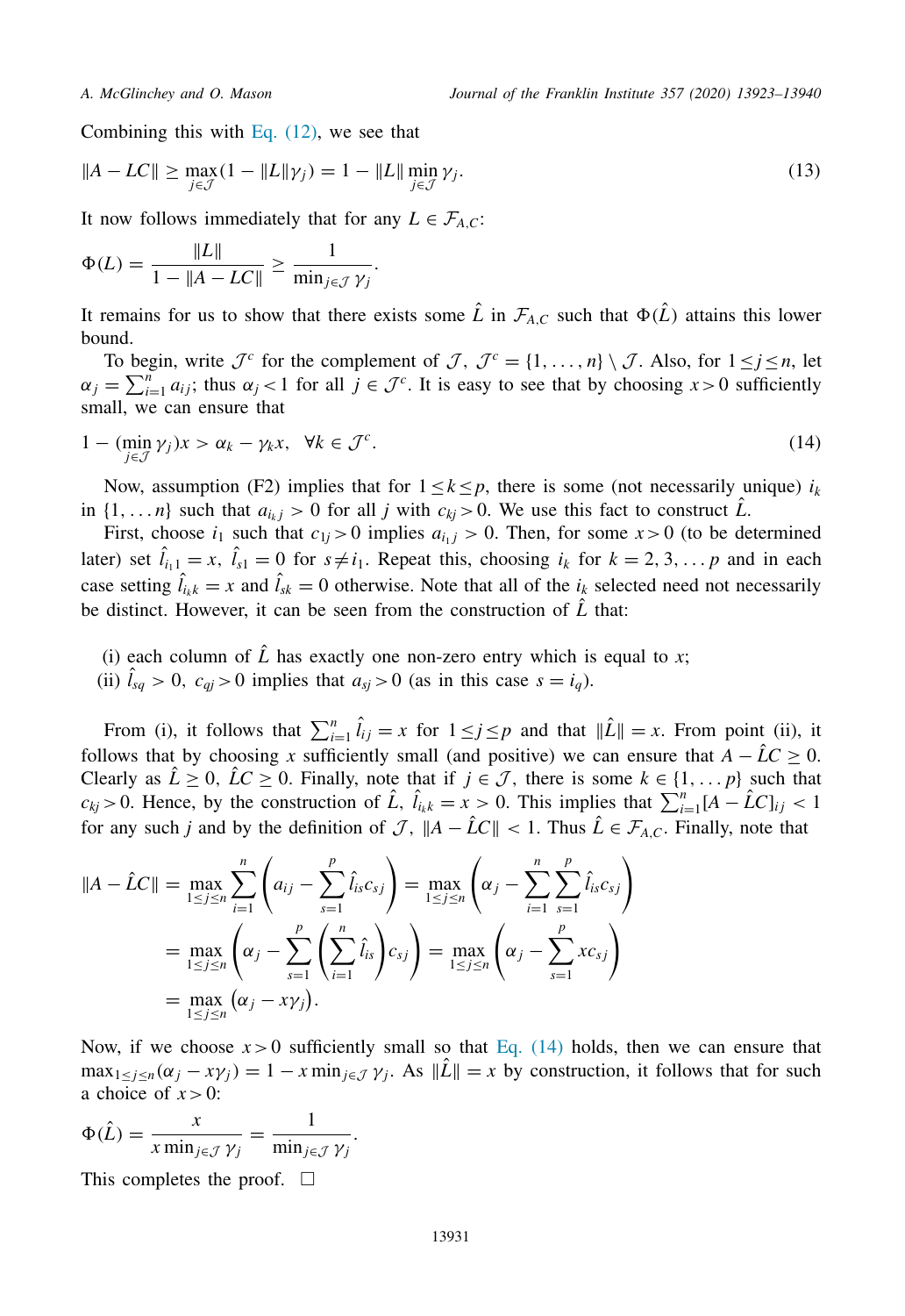Combining this with Eq. (12), we see that

$$\|A - LC\| \geq \max_{j \in \mathcal{J}} (1 - \|L\| \gamma_j) = 1 - \|L\| \min_{j \in \mathcal{J}} \gamma_j. \tag{13}$$

It now follows immediately that for any $L \in \mathcal{F}_{A,C}$:

$$\Phi(L) = \frac{\|L\|}{1 - \|A - LC\|} \geq \frac{1}{\min_{j \in \mathcal{J}} \gamma_j}.$$

It remains for us to show that there exists some $\hat{L}$ in $\mathcal{F}_{A,C}$ such that $\Phi(\hat{L})$ attains this lower bound.

To begin, write $\mathcal{J}^c$ for the complement of $\mathcal{J}$, $\mathcal{J}^c = \{1, \ldots, n\} \setminus \mathcal{J}$. Also, for $1 \leq j \leq n$, let $\alpha_j = \sum_{i=1}^n a_{ij}$; thus $\alpha_j < 1$ for all $j \in \mathcal{J}^c$. It is easy to see that by choosing $x > 0$ sufficiently small, we can ensure that

$$1 - (\min_{j \in \mathcal{J}} \gamma_j) x > \alpha_k - \gamma_k x, \quad \forall k \in \mathcal{J}^c. \tag{14}$$

Now, assumption (F2) implies that for $1 \leq k \leq p$, there is some (not necessarily unique) $i_k$ in $\{1, \ldots n\}$ such that $a_{i_k j} > 0$ for all $j$ with $c_{kj} > 0$. We use this fact to construct $\hat{L}$.

First, choose $i_1$ such that $c_{1j} > 0$ implies $a_{i_1 j} > 0$. Then, for some $x > 0$ (to be determined later) set $\hat{l}_{i_1 1} = x$, $\hat{l}_{s1} = 0$ for $s \neq i_1$. Repeat this, choosing $i_k$ for $k = 2, 3, \ldots p$ and in each case setting $\hat{l}_{i_k k} = x$ and $\hat{l}_{sk} = 0$ otherwise. Note that all of the $i_k$ selected need not necessarily be distinct. However, it can be seen from the construction of $\hat{L}$ that:

(i) each column of $\hat{L}$ has exactly one non-zero entry which is equal to $x$;
(ii) $\hat{l}_{sq} > 0$, $c_{qj} > 0$ implies that $a_{sj} > 0$ (as in this case $s = i_q$).

From (i), it follows that $\sum_{i=1}^n \hat{l}_{ij} = x$ for $1 \leq j \leq p$ and that $\|\hat{L}\| = x$. From point (ii), it follows that by choosing $x$ sufficiently small (and positive) we can ensure that $A - \hat{L}C \geq 0$. Clearly as $\hat{L} \geq 0$, $\hat{L}C \geq 0$. Finally, note that if $j \in \mathcal{J}$, there is some $k \in \{1, \ldots p\}$ such that $c_{kj} > 0$. Hence, by the construction of $\hat{L}$, $\hat{l}_{i_k k} = x > 0$. This implies that $\sum_{i=1}^n [A - \hat{L}C]_{ij} < 1$ for any such $j$ and by the definition of $\mathcal{J}$, $\|A - \hat{L}C\| < 1$. Thus $\hat{L} \in \mathcal{F}_{A,C}$. Finally, note that

$$\begin{aligned}
\|A - \hat{L}C\| &= \max_{1 \leq j \leq n} \sum_{i=1}^n \left( a_{ij} - \sum_{s=1}^p \hat{l}_{is} c_{sj} \right) = \max_{1 \leq j \leq n} \left( \alpha_j - \sum_{i=1}^n \sum_{s=1}^p \hat{l}_{is} c_{sj} \right) \\
&= \max_{1 \leq j \leq n} \left( \alpha_j - \sum_{s=1}^p \left( \sum_{i=1}^n \hat{l}_{is} \right) c_{sj} \right) = \max_{1 \leq j \leq n} \left( \alpha_j - \sum_{s=1}^p x c_{sj} \right) \\
&= \max_{1 \leq j \leq n} \left( \alpha_j - x\gamma_j \right).
\end{aligned}$$

Now, if we choose $x > 0$ sufficiently small so that Eq. (14) holds, then we can ensure that $\max_{1 \leq j \leq n} (\alpha_j - x\gamma_j) = 1 - x \min_{j \in \mathcal{J}} \gamma_j$. As $\|\hat{L}\| = x$ by construction, it follows that for such a choice of $x > 0$:

$$\Phi(\hat{L}) = \frac{x}{x \min_{j \in \mathcal{J}} \gamma_j} = \frac{1}{\min_{j \in \mathcal{J}} \gamma_j}.$$

This completes the proof. □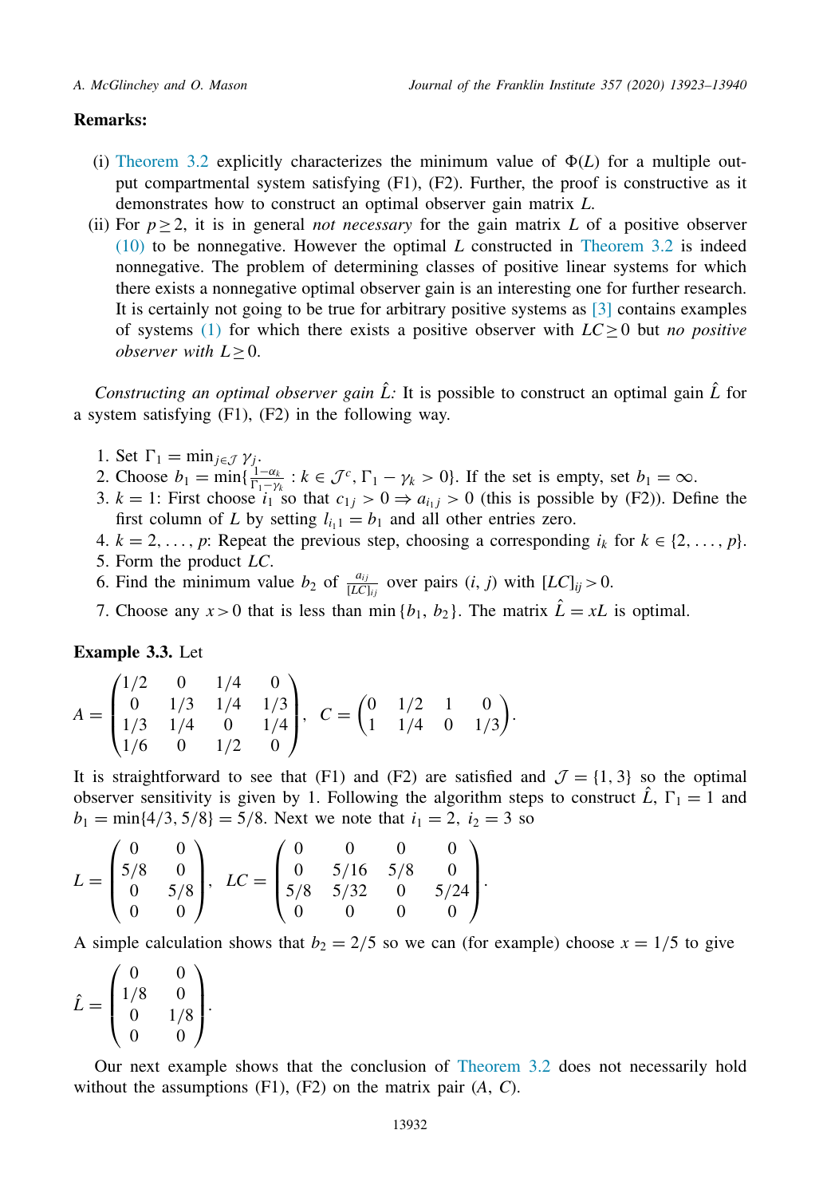**Remarks:**

(i) Theorem 3.2 explicitly characterizes the minimum value of $\Phi(L)$ for a multiple output compartmental system satisfying (F1), (F2). Further, the proof is constructive as it demonstrates how to construct an optimal observer gain matrix $L$.

(ii) For $p \geq 2$, it is in general *not necessary* for the gain matrix $L$ of a positive observer (10) to be nonnegative. However the optimal $L$ constructed in Theorem 3.2 is indeed nonnegative. The problem of determining classes of positive linear systems for which there exists a nonnegative optimal observer gain is an interesting one for further research. It is certainly not going to be true for arbitrary positive systems as [3] contains examples of systems (1) for which there exists a positive observer with $LC \geq 0$ but *no positive observer with* $L \geq 0$.

*Constructing an optimal observer gain* $\hat{L}$*:* It is possible to construct an optimal gain $\hat{L}$ for a system satisfying (F1), (F2) in the following way.

1. Set $\Gamma_1 = \min_{j \in \mathcal{J}} \gamma_j$.
2. Choose $b_1 = \min\{\frac{1-\alpha_k}{\Gamma_1 - \gamma_k} : k \in \mathcal{J}^c, \Gamma_1 - \gamma_k > 0\}$. If the set is empty, set $b_1 = \infty$.
3. $k = 1$: First choose $i_1$ so that $c_{1j} > 0 \Rightarrow a_{i_1 j} > 0$ (this is possible by (F2)). Define the first column of $L$ by setting $l_{i_1 1} = b_1$ and all other entries zero.
4. $k = 2, \dots, p$: Repeat the previous step, choosing a corresponding $i_k$ for $k \in \{2, \dots, p\}$.
5. Form the product $LC$.
6. Find the minimum value $b_2$ of $\frac{a_{ij}}{[LC]_{ij}}$ over pairs $(i, j)$ with $[LC]_{ij} > 0$.
7. Choose any $x > 0$ that is less than $\min\{b_1, b_2\}$. The matrix $\hat{L} = xL$ is optimal.

**Example 3.3.** Let

$$
A = \begin{pmatrix} 1/2 & 0 & 1/4 & 0 \\ 0 & 1/3 & 1/4 & 1/3 \\ 1/3 & 1/4 & 0 & 1/4 \\ 1/6 & 0 & 1/2 & 0 \end{pmatrix}, \quad C = \begin{pmatrix} 0 & 1/2 & 1 & 0 \\ 1 & 1/4 & 0 & 1/3 \end{pmatrix}.
$$

It is straightforward to see that (F1) and (F2) are satisfied and $\mathcal{J} = \{1, 3\}$ so the optimal observer sensitivity is given by 1. Following the algorithm steps to construct $\hat{L}$, $\Gamma_1 = 1$ and $b_1 = \min\{4/3, 5/8\} = 5/8$. Next we note that $i_1 = 2$, $i_2 = 3$ so

$$
L = \begin{pmatrix} 0 & 0 \\ 5/8 & 0 \\ 0 & 5/8 \\ 0 & 0 \end{pmatrix}, \quad LC = \begin{pmatrix} 0 & 0 & 0 & 0 \\ 0 & 5/16 & 5/8 & 0 \\ 5/8 & 5/32 & 0 & 5/24 \\ 0 & 0 & 0 & 0 \end{pmatrix}.
$$

A simple calculation shows that $b_2 = 2/5$ so we can (for example) choose $x = 1/5$ to give

$$
\hat{L} = \begin{pmatrix} 0 & 0 \\ 1/8 & 0 \\ 0 & 1/8 \\ 0 & 0 \end{pmatrix}.
$$

Our next example shows that the conclusion of Theorem 3.2 does not necessarily hold without the assumptions (F1), (F2) on the matrix pair $(A, C)$.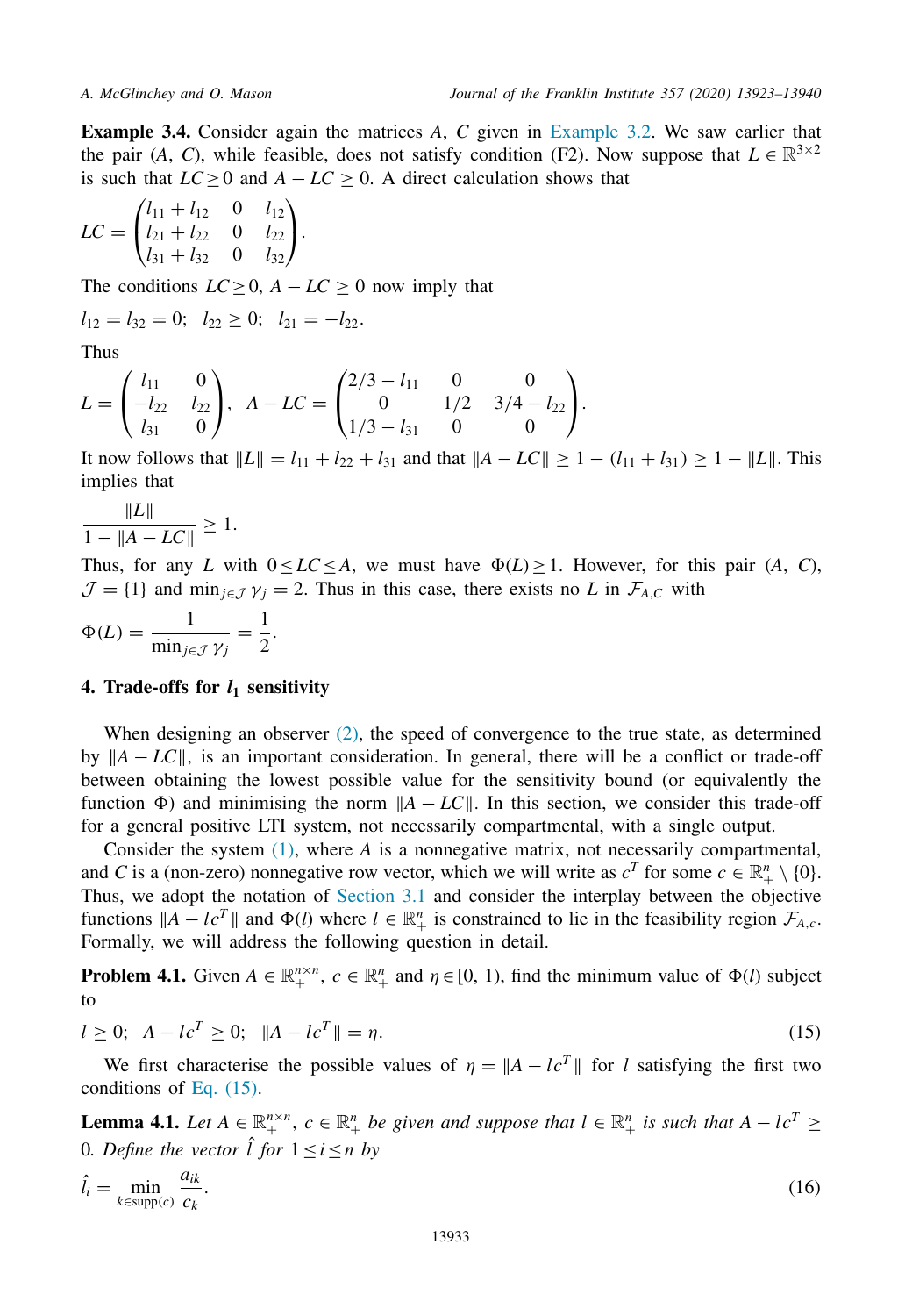**Example 3.4.** Consider again the matrices $A$, $C$ given in Example 3.2. We saw earlier that the pair $(A, C)$, while feasible, does not satisfy condition (F2). Now suppose that $L \in \mathbb{R}^{3\times 2}$ is such that $LC \geq 0$ and $A - LC \geq 0$. A direct calculation shows that

$$LC = \begin{pmatrix} l_{11} + l_{12} & 0 & l_{12} \\ l_{21} + l_{22} & 0 & l_{22} \\ l_{31} + l_{32} & 0 & l_{32} \end{pmatrix}.$$

The conditions $LC \geq 0$, $A - LC \geq 0$ now imply that

$$l_{12} = l_{32} = 0; \;\; l_{22} \geq 0; \;\; l_{21} = -l_{22}.$$

Thus

$$L = \begin{pmatrix} l_{11} & 0 \\ -l_{22} & l_{22} \\ l_{31} & 0 \end{pmatrix}, \;\; A - LC = \begin{pmatrix} 2/3 - l_{11} & 0 & 0 \\ 0 & 1/2 & 3/4 - l_{22} \\ 1/3 - l_{31} & 0 & 0 \end{pmatrix}.$$

It now follows that $\|L\| = l_{11} + l_{22} + l_{31}$ and that $\|A - LC\| \geq 1 - (l_{11} + l_{31}) \geq 1 - \|L\|$. This implies that

$$\frac{\|L\|}{1 - \|A - LC\|} \geq 1.$$

Thus, for any $L$ with $0 \leq LC \leq A$, we must have $\Phi(L) \geq 1$. However, for this pair $(A, C)$, $\mathcal{J} = \{1\}$ and $\min_{j\in\mathcal{J}} \gamma_j = 2$. Thus in this case, there exists no $L$ in $\mathcal{F}_{A,C}$ with

$$\Phi(L) = \frac{1}{\min_{j\in\mathcal{J}} \gamma_j} = \frac{1}{2}.$$

## 4. Trade-offs for $l_1$ sensitivity

When designing an observer (2), the speed of convergence to the true state, as determined by $\|A - LC\|$, is an important consideration. In general, there will be a conflict or trade-off between obtaining the lowest possible value for the sensitivity bound (or equivalently the function $\Phi$) and minimising the norm $\|A - LC\|$. In this section, we consider this trade-off for a general positive LTI system, not necessarily compartmental, with a single output.

Consider the system (1), where $A$ is a nonnegative matrix, not necessarily compartmental, and $C$ is a (non-zero) nonnegative row vector, which we will write as $c^T$ for some $c \in \mathbb{R}^n_+ \setminus \{0\}$. Thus, we adopt the notation of Section 3.1 and consider the interplay between the objective functions $\|A - lc^T\|$ and $\Phi(l)$ where $l \in \mathbb{R}^n_+$ is constrained to lie in the feasibility region $\mathcal{F}_{A,c}$. Formally, we will address the following question in detail.

**Problem 4.1.** Given $A \in \mathbb{R}^{n\times n}_+$, $c \in \mathbb{R}^n_+$ and $\eta \in [0, 1)$, find the minimum value of $\Phi(l)$ subject to

$$l \geq 0; \;\; A - lc^T \geq 0; \;\; \|A - lc^T\| = \eta. \tag{15}$$

We first characterise the possible values of $\eta = \|A - lc^T\|$ for $l$ satisfying the first two conditions of Eq. (15).

**Lemma 4.1.** *Let $A \in \mathbb{R}^{n\times n}_+$, $c \in \mathbb{R}^n_+$ be given and suppose that $l \in \mathbb{R}^n_+$ is such that $A - lc^T \geq 0$. Define the vector $\hat{l}$ for $1 \leq i \leq n$ by*

$$\hat{l}_i = \min_{k\in \mathrm{supp}(c)} \frac{a_{ik}}{c_k}. \tag{16}$$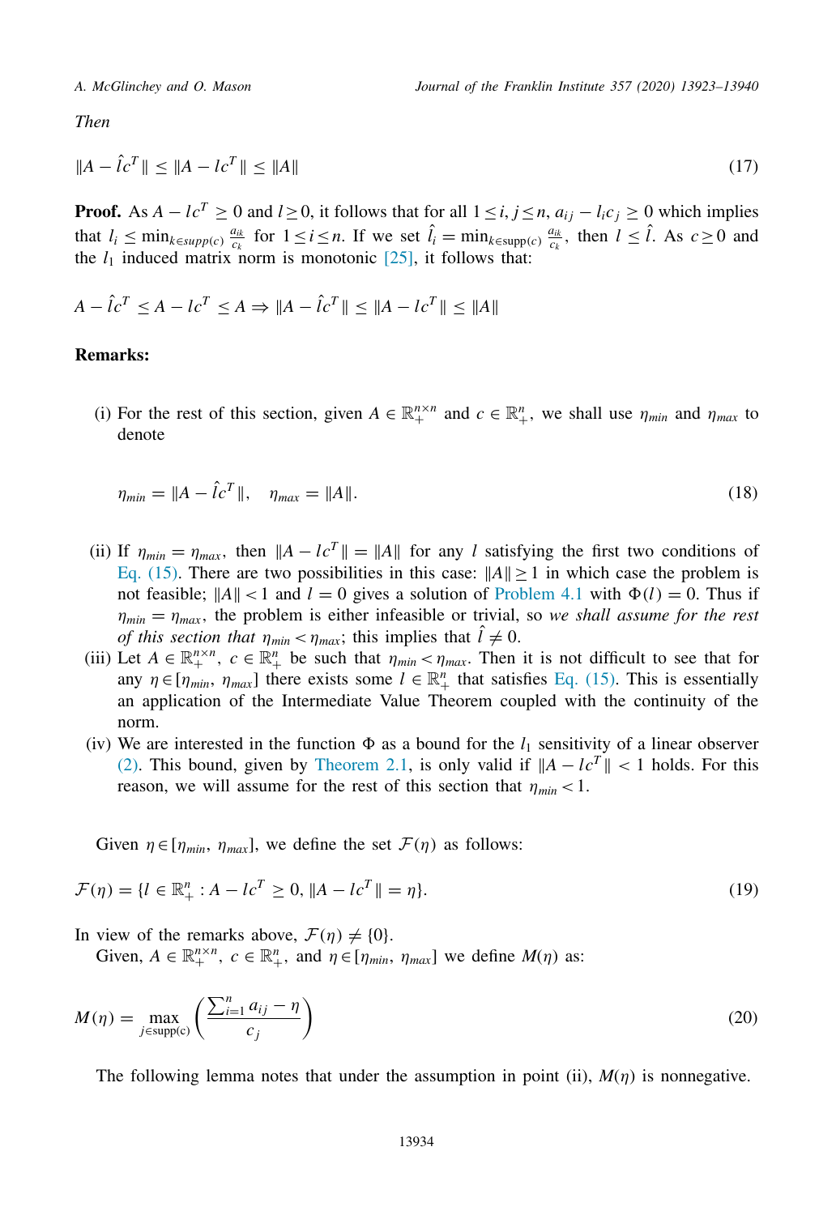*Then*

$$\|A - \hat{l}c^T\| \leq \|A - lc^T\| \leq \|A\| \tag{17}$$

**Proof.** As $A - lc^T \geq 0$ and $l \geq 0$, it follows that for all $1 \leq i, j \leq n$, $a_{ij} - l_i c_j \geq 0$ which implies that $l_i \leq \min_{k \in supp(c)} \frac{a_{ik}}{c_k}$ for $1 \leq i \leq n$. If we set $\hat{l}_i = \min_{k \in \text{supp}(c)} \frac{a_{ik}}{c_k}$, then $l \leq \hat{l}$. As $c \geq 0$ and the $l_1$ induced matrix norm is monotonic [25], it follows that:

$$A - \hat{l}c^T \leq A - lc^T \leq A \Rightarrow \|A - \hat{l}c^T\| \leq \|A - lc^T\| \leq \|A\|$$

**Remarks:**

(i) For the rest of this section, given $A \in \mathbb{R}_+^{n \times n}$ and $c \in \mathbb{R}_+^n$, we shall use $\eta_{min}$ and $\eta_{max}$ to denote

$$\eta_{min} = \|A - \hat{l}c^T\|, \quad \eta_{max} = \|A\|. \tag{18}$$

(ii) If $\eta_{min} = \eta_{max}$, then $\|A - lc^T\| = \|A\|$ for any $l$ satisfying the first two conditions of Eq. (15). There are two possibilities in this case: $\|A\| \geq 1$ in which case the problem is not feasible; $\|A\| < 1$ and $l = 0$ gives a solution of Problem 4.1 with $\Phi(l) = 0$. Thus if $\eta_{min} = \eta_{max}$, the problem is either infeasible or trivial, so *we shall assume for the rest of this section that* $\eta_{min} < \eta_{max}$; this implies that $\hat{l} \neq 0$.

(iii) Let $A \in \mathbb{R}_+^{n \times n}$, $c \in \mathbb{R}_+^n$ be such that $\eta_{min} < \eta_{max}$. Then it is not difficult to see that for any $\eta \in [\eta_{min}, \eta_{max}]$ there exists some $l \in \mathbb{R}_+^n$ that satisfies Eq. (15). This is essentially an application of the Intermediate Value Theorem coupled with the continuity of the norm.

(iv) We are interested in the function $\Phi$ as a bound for the $l_1$ sensitivity of a linear observer (2). This bound, given by Theorem 2.1, is only valid if $\|A - lc^T\| < 1$ holds. For this reason, we will assume for the rest of this section that $\eta_{min} < 1$.

Given $\eta \in [\eta_{min}, \eta_{max}]$, we define the set $\mathcal{F}(\eta)$ as follows:

$$\mathcal{F}(\eta) = \{l \in \mathbb{R}_+^n : A - lc^T \geq 0, \|A - lc^T\| = \eta\}. \tag{19}$$

In view of the remarks above, $\mathcal{F}(\eta) \neq \{0\}$.

Given, $A \in \mathbb{R}_+^{n \times n}$, $c \in \mathbb{R}_+^n$, and $\eta \in [\eta_{min}, \eta_{max}]$ we define $M(\eta)$ as:

$$M(\eta) = \max_{j \in \text{supp(c)}} \left( \frac{\sum_{i=1}^n a_{ij} - \eta}{c_j} \right) \tag{20}$$

The following lemma notes that under the assumption in point (ii), $M(\eta)$ is nonnegative.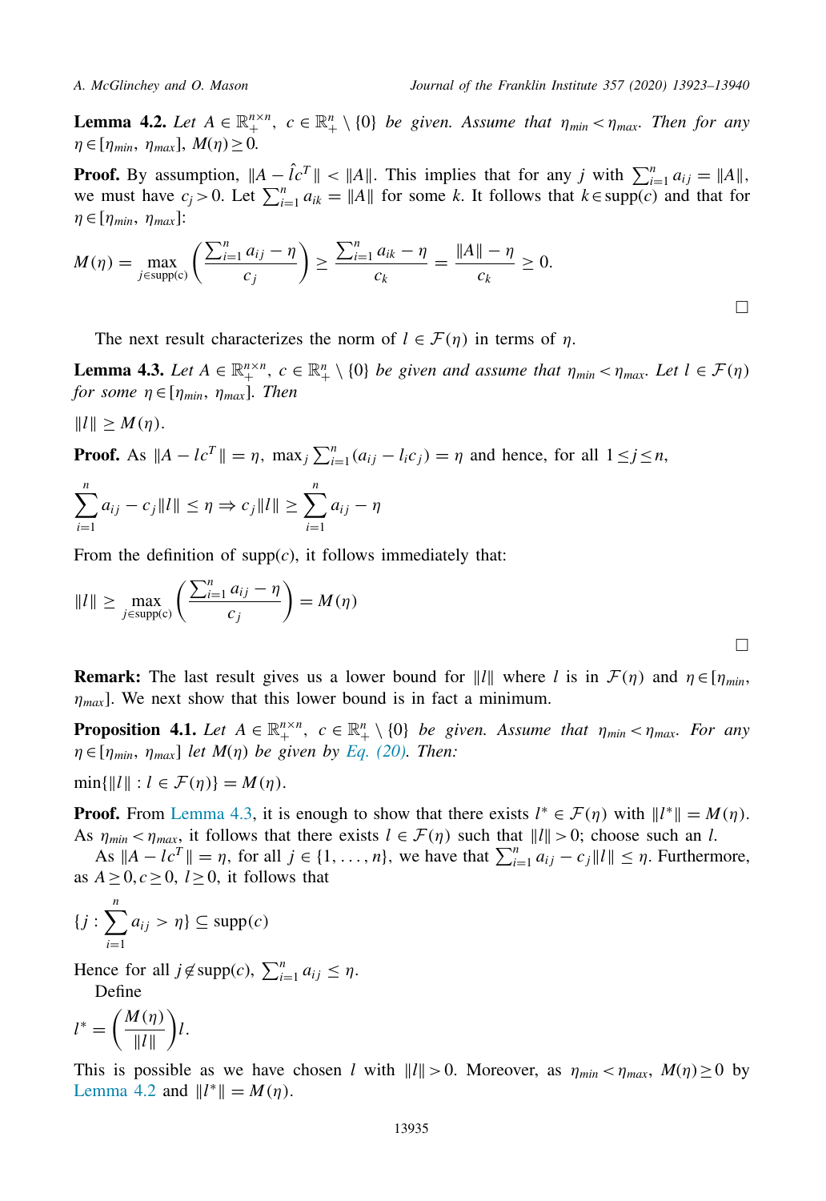**Lemma 4.2.** *Let $A \in \mathbb{R}_+^{n \times n}$, $c \in \mathbb{R}_+^n \setminus \{0\}$ be given. Assume that $\eta_{min} < \eta_{max}$. Then for any $\eta \in [\eta_{min}, \eta_{max}]$, $M(\eta) \geq 0$.*

**Proof.** By assumption, $\|A - \hat{l}c^T\| < \|A\|$. This implies that for any $j$ with $\sum_{i=1}^n a_{ij} = \|A\|$, we must have $c_j > 0$. Let $\sum_{i=1}^n a_{ik} = \|A\|$ for some $k$. It follows that $k \in \text{supp}(c)$ and that for $\eta \in [\eta_{min}, \eta_{max}]$:

$$M(\eta) = \max_{j \in \text{supp(c)}} \left( \frac{\sum_{i=1}^n a_{ij} - \eta}{c_j} \right) \geq \frac{\sum_{i=1}^n a_{ik} - \eta}{c_k} = \frac{\|A\| - \eta}{c_k} \geq 0.$$

□

The next result characterizes the norm of $l \in \mathcal{F}(\eta)$ in terms of $\eta$.

**Lemma 4.3.** *Let $A \in \mathbb{R}_+^{n \times n}$, $c \in \mathbb{R}_+^n \setminus \{0\}$ be given and assume that $\eta_{min} < \eta_{max}$. Let $l \in \mathcal{F}(\eta)$ for some $\eta \in [\eta_{min}, \eta_{max}]$. Then*

$$\|l\| \geq M(\eta).$$

**Proof.** As $\|A - lc^T\| = \eta$, $\max_j \sum_{i=1}^n (a_{ij} - l_i c_j) = \eta$ and hence, for all $1 \leq j \leq n$,

$$\sum_{i=1}^n a_{ij} - c_j \|l\| \leq \eta \Rightarrow c_j \|l\| \geq \sum_{i=1}^n a_{ij} - \eta$$

From the definition of supp($c$), it follows immediately that:

$$\|l\| \geq \max_{j \in \text{supp(c)}} \left( \frac{\sum_{i=1}^n a_{ij} - \eta}{c_j} \right) = M(\eta)$$

□

**Remark:** The last result gives us a lower bound for $\|l\|$ where $l$ is in $\mathcal{F}(\eta)$ and $\eta \in [\eta_{min}, \eta_{max}]$. We next show that this lower bound is in fact a minimum.

**Proposition 4.1.** *Let $A \in \mathbb{R}_+^{n \times n}$, $c \in \mathbb{R}_+^n \setminus \{0\}$ be given. Assume that $\eta_{min} < \eta_{max}$. For any $\eta \in [\eta_{min}, \eta_{max}]$ let $M(\eta)$ be given by Eq. (20). Then:*

$$\min\{\|l\| : l \in \mathcal{F}(\eta)\} = M(\eta).$$

**Proof.** From Lemma 4.3, it is enough to show that there exists $l^* \in \mathcal{F}(\eta)$ with $\|l^*\| = M(\eta)$. As $\eta_{min} < \eta_{max}$, it follows that there exists $l \in \mathcal{F}(\eta)$ such that $\|l\| > 0$; choose such an $l$.

As $\|A - lc^T\| = \eta$, for all $j \in \{1, \dots, n\}$, we have that $\sum_{i=1}^n a_{ij} - c_j \|l\| \leq \eta$. Furthermore, as $A \geq 0, c \geq 0$, $l \geq 0$, it follows that

$$\{j : \sum_{i=1}^n a_{ij} > \eta\} \subseteq \text{supp}(c)$$

Hence for all $j \notin \text{supp}(c)$, $\sum_{i=1}^n a_{ij} \leq \eta$.

Define

$$l^* = \left( \frac{M(\eta)}{\|l\|} \right) l.$$

This is possible as we have chosen $l$ with $\|l\| > 0$. Moreover, as $\eta_{min} < \eta_{max}$, $M(\eta) \geq 0$ by Lemma 4.2 and $\|l^*\| = M(\eta)$.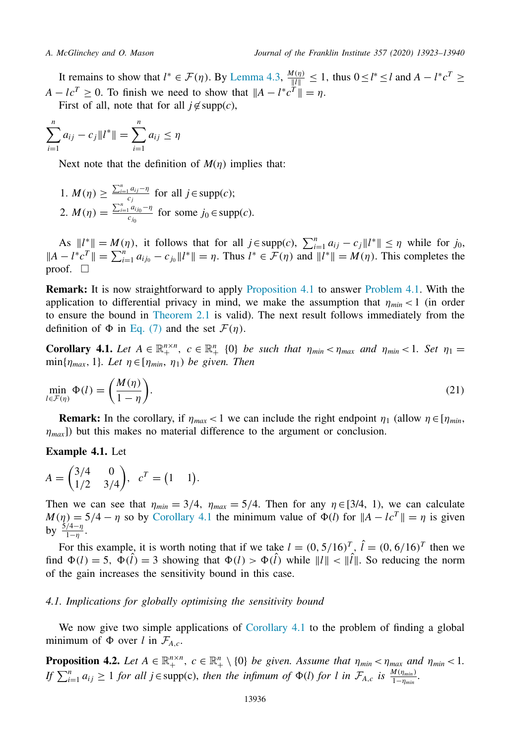It remains to show that $l^* \in \mathcal{F}(\eta)$. By Lemma 4.3, $\frac{M(\eta)}{\|l\|} \leq 1$, thus $0 \leq l^* \leq l$ and $A - l^* c^T \geq A - l c^T \geq 0$. To finish we need to show that $\|A - l^* c^T\| = \eta$.

First of all, note that for all $j \notin \text{supp}(c)$,

$$\sum_{i=1}^{n} a_{ij} - c_j \|l^*\| = \sum_{i=1}^{n} a_{ij} \leq \eta$$

Next note that the definition of $M(\eta)$ implies that:

1. $M(\eta) \geq \frac{\sum_{i=1}^{n} a_{ij} - \eta}{c_j}$ for all $j \in \text{supp}(c)$;
2. $M(\eta) = \frac{\sum_{i=1}^{n} a_{ij_0} - \eta}{c_{j_0}}$ for some $j_0 \in \text{supp}(c)$.

As $\|l^*\| = M(\eta)$, it follows that for all $j \in \text{supp}(c)$, $\sum_{i=1}^{n} a_{ij} - c_j \|l^*\| \leq \eta$ while for $j_0$, $\|A - l^* c^T\| = \sum_{i=1}^{n} a_{ij_0} - c_{j_0} \|l^*\| = \eta$. Thus $l^* \in \mathcal{F}(\eta)$ and $\|l^*\| = M(\eta)$. This completes the proof. □

**Remark:** It is now straightforward to apply Proposition 4.1 to answer Problem 4.1. With the application to differential privacy in mind, we make the assumption that $\eta_{min} < 1$ (in order to ensure the bound in Theorem 2.1 is valid). The next result follows immediately from the definition of $\Phi$ in Eq. (7) and the set $\mathcal{F}(\eta)$.

**Corollary 4.1.** *Let* $A \in \mathbb{R}_+^{n \times n}$, $c \in \mathbb{R}_+^n$ $\{0\}$ *be such that* $\eta_{min} < \eta_{max}$ *and* $\eta_{min} < 1$. *Set* $\eta_1 = \min\{\eta_{max}, 1\}$. *Let* $\eta \in [\eta_{min}, \eta_1)$ *be given. Then*

$$\min_{l \in \mathcal{F}(\eta)} \Phi(l) = \left(\frac{M(\eta)}{1 - \eta}\right). \tag{21}$$

**Remark:** In the corollary, if $\eta_{max} < 1$ we can include the right endpoint $\eta_1$ (allow $\eta \in [\eta_{min}, \eta_{max}]$) but this makes no material difference to the argument or conclusion.

**Example 4.1.** Let

$$A = \begin{pmatrix} 3/4 & 0 \\ 1/2 & 3/4 \end{pmatrix}, \quad c^T = \begin{pmatrix} 1 & 1 \end{pmatrix}.$$

Then we can see that $\eta_{min} = 3/4$, $\eta_{max} = 5/4$. Then for any $\eta \in [3/4, 1)$, we can calculate $M(\eta) = 5/4 - \eta$ so by Corollary 4.1 the minimum value of $\Phi(l)$ for $\|A - lc^T\| = \eta$ is given by $\frac{5/4 - \eta}{1 - \eta}$.

For this example, it is worth noting that if we take $l = (0, 5/16)^T$, $\hat{l} = (0, 6/16)^T$ then we find $\Phi(l) = 5$, $\Phi(\hat{l}) = 3$ showing that $\Phi(l) > \Phi(\hat{l})$ while $\|l\| < \|\hat{l}\|$. So reducing the norm of the gain increases the sensitivity bound in this case.

### 4.1. Implications for globally optimising the sensitivity bound

We now give two simple applications of Corollary 4.1 to the problem of finding a global minimum of $\Phi$ over $l$ in $\mathcal{F}_{A,c}$.

**Proposition 4.2.** *Let* $A \in \mathbb{R}_+^{n \times n}$, $c \in \mathbb{R}_+^n \setminus \{0\}$ *be given. Assume that* $\eta_{min} < \eta_{max}$ *and* $\eta_{min} < 1$. *If* $\sum_{i=1}^{n} a_{ij} \geq 1$ *for all* $j \in \text{supp(c)}$, *then the infimum of* $\Phi(l)$ *for* $l$ *in* $\mathcal{F}_{A,c}$ *is* $\frac{M(\eta_{min})}{1 - \eta_{min}}$.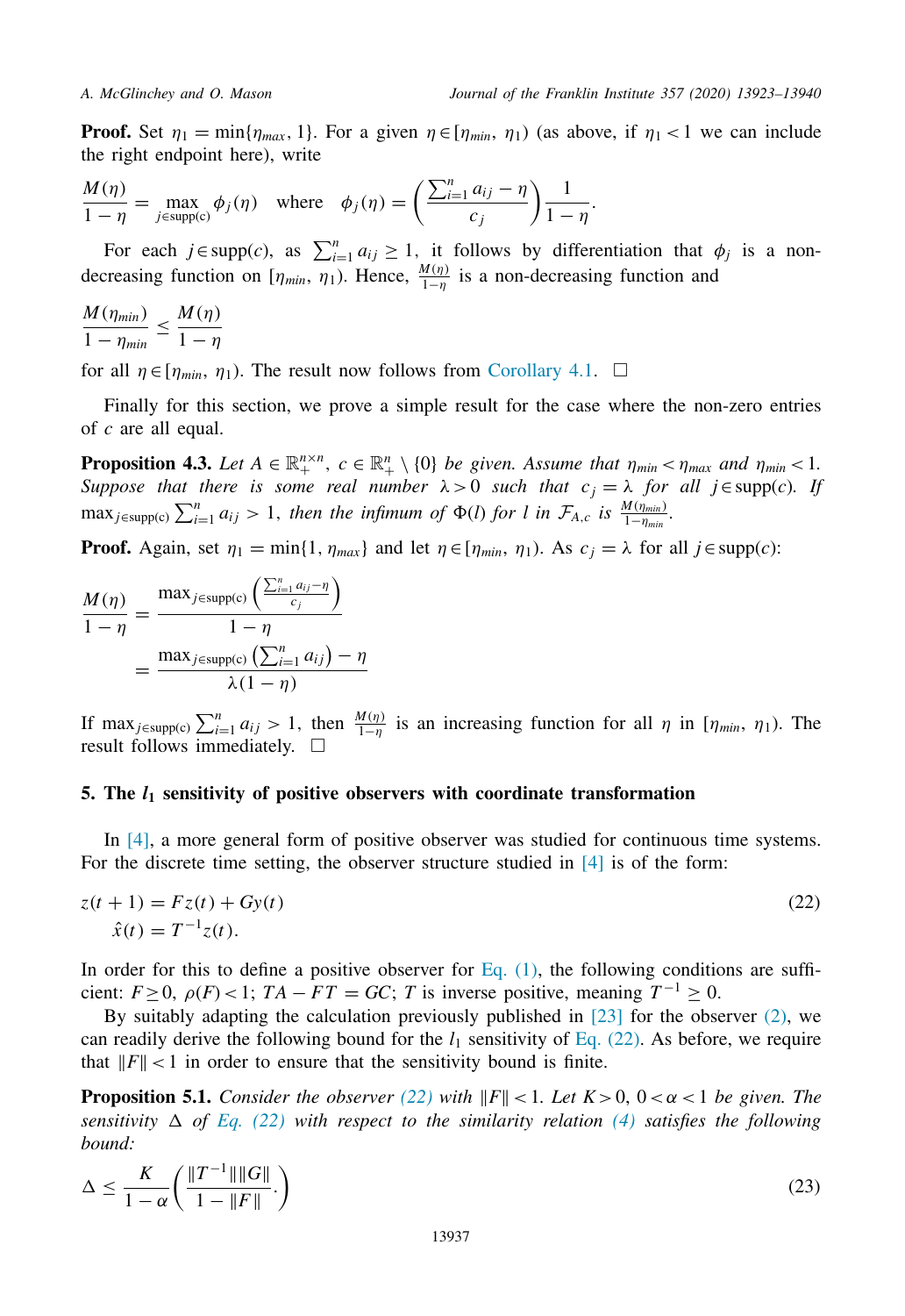**Proof.** Set $\eta_1 = \min\{\eta_{max}, 1\}$. For a given $\eta \in [\eta_{min}, \eta_1)$ (as above, if $\eta_1 < 1$ we can include the right endpoint here), write

$$\frac{M(\eta)}{1-\eta} = \max_{j\in \text{supp(c)}} \phi_j(\eta) \quad \text{where} \quad \phi_j(\eta) = \left(\frac{\sum_{i=1}^n a_{ij} - \eta}{c_j}\right)\frac{1}{1-\eta}.$$

For each $j \in \text{supp}(c)$, as $\sum_{i=1}^n a_{ij} \geq 1$, it follows by differentiation that $\phi_j$ is a non-decreasing function on $[\eta_{min}, \eta_1)$. Hence, $\frac{M(\eta)}{1-\eta}$ is a non-decreasing function and

$$\frac{M(\eta_{min})}{1-\eta_{min}} \leq \frac{M(\eta)}{1-\eta}$$

for all $\eta \in [\eta_{min}, \eta_1)$. The result now follows from Corollary 4.1. $\square$

Finally for this section, we prove a simple result for the case where the non-zero entries of $c$ are all equal.

**Proposition 4.3.** *Let $A \in \mathbb{R}_+^{n\times n}$, $c \in \mathbb{R}_+^n \setminus \{0\}$ be given. Assume that $\eta_{min} < \eta_{max}$ and $\eta_{min} < 1$. Suppose that there is some real number $\lambda > 0$ such that $c_j = \lambda$ for all $j \in \text{supp}(c)$. If $\max_{j\in \text{supp(c)}} \sum_{i=1}^n a_{ij} > 1$, then the infimum of $\Phi(l)$ for $l$ in $\mathcal{F}_{A,c}$ is $\frac{M(\eta_{min})}{1-\eta_{min}}$.*

**Proof.** Again, set $\eta_1 = \min\{1, \eta_{max}\}$ and let $\eta \in [\eta_{min}, \eta_1)$. As $c_j = \lambda$ for all $j \in \text{supp}(c)$:

$$\begin{aligned}\frac{M(\eta)}{1-\eta} &= \frac{\max_{j\in \text{supp(c)}}\left(\frac{\sum_{i=1}^n a_{ij} - \eta}{c_j}\right)}{1-\eta} \\ &= \frac{\max_{j\in \text{supp(c)}}\left(\sum_{i=1}^n a_{ij}\right) - \eta}{\lambda(1-\eta)}\end{aligned}$$

If $\max_{j\in \text{supp(c)}} \sum_{i=1}^n a_{ij} > 1$, then $\frac{M(\eta)}{1-\eta}$ is an increasing function for all $\eta$ in $[\eta_{min}, \eta_1)$. The result follows immediately. $\square$

## 5. The $l_1$ sensitivity of positive observers with coordinate transformation

In [4], a more general form of positive observer was studied for continuous time systems. For the discrete time setting, the observer structure studied in [4] is of the form:

$$\begin{aligned} z(t+1) &= Fz(t) + Gy(t) \\ \hat{x}(t) &= T^{-1}z(t). \end{aligned} \tag{22}$$

In order for this to define a positive observer for Eq. (1), the following conditions are sufficient: $F \geq 0$, $\rho(F) < 1$; $TA - FT = GC$; $T$ is inverse positive, meaning $T^{-1} \geq 0$.

By suitably adapting the calculation previously published in [23] for the observer (2), we can readily derive the following bound for the $l_1$ sensitivity of Eq. (22). As before, we require that $\|F\| < 1$ in order to ensure that the sensitivity bound is finite.

**Proposition 5.1.** *Consider the observer (22) with $\|F\| < 1$. Let $K > 0$, $0 < \alpha < 1$ be given. The sensitivity $\Delta$ of Eq. (22) with respect to the similarity relation (4) satisfies the following bound:*

$$\Delta \leq \frac{K}{1-\alpha}\left(\frac{\|T^{-1}\|\|G\|}{1-\|F\|}.\right) \tag{23}$$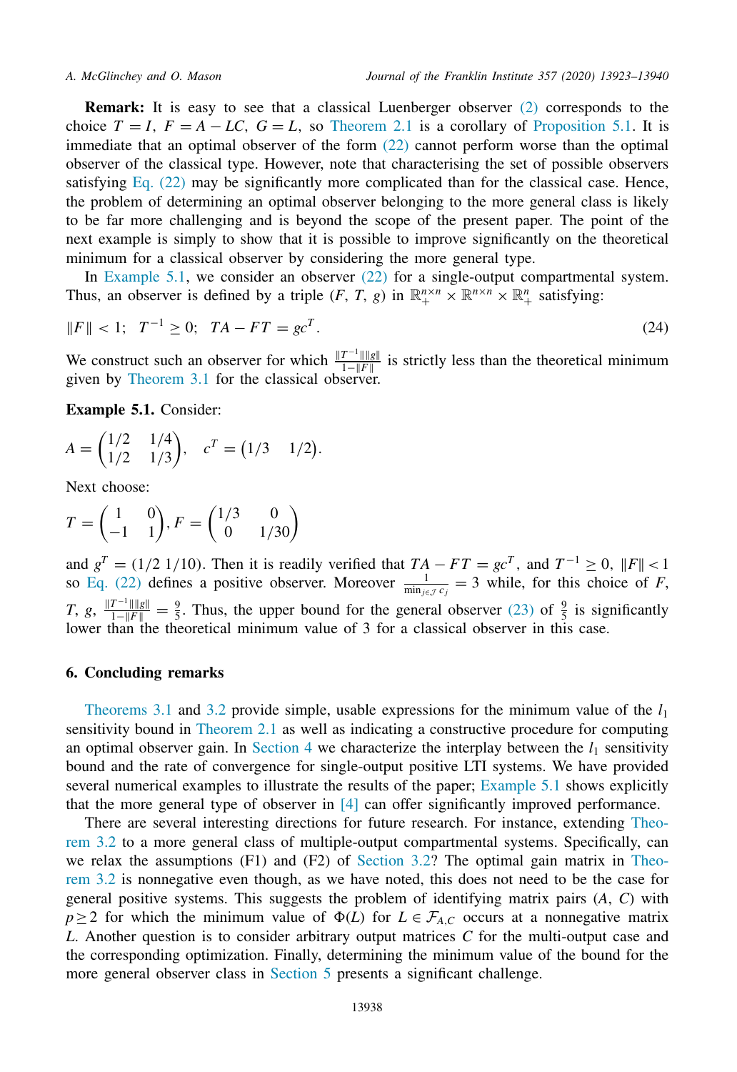**Remark:** It is easy to see that a classical Luenberger observer (2) corresponds to the choice $T = I$, $F = A - LC$, $G = L$, so Theorem 2.1 is a corollary of Proposition 5.1. It is immediate that an optimal observer of the form (22) cannot perform worse than the optimal observer of the classical type. However, note that characterising the set of possible observers satisfying Eq. (22) may be significantly more complicated than for the classical case. Hence, the problem of determining an optimal observer belonging to the more general class is likely to be far more challenging and is beyond the scope of the present paper. The point of the next example is simply to show that it is possible to improve significantly on the theoretical minimum for a classical observer by considering the more general type.

In Example 5.1, we consider an observer (22) for a single-output compartmental system. Thus, an observer is defined by a triple $(F, T, g)$ in $\mathbb{R}_+^{n\times n} \times \mathbb{R}^{n\times n} \times \mathbb{R}_+^n$ satisfying:

$$\|F\| < 1; \quad T^{-1} \geq 0; \quad TA - FT = gc^T. \tag{24}$$

We construct such an observer for which $\frac{\|T^{-1}\|\|g\|}{1-\|F\|}$ is strictly less than the theoretical minimum given by Theorem 3.1 for the classical observer.

**Example 5.1.** Consider:

$$A = \begin{pmatrix} 1/2 & 1/4 \\ 1/2 & 1/3 \end{pmatrix}, \quad c^T = \begin{pmatrix} 1/3 & 1/2 \end{pmatrix}.$$

Next choose:

$$T = \begin{pmatrix} 1 & 0 \\ -1 & 1 \end{pmatrix}, F = \begin{pmatrix} 1/3 & 0 \\ 0 & 1/30 \end{pmatrix}$$

and $g^T = (1/2 \; 1/10)$. Then it is readily verified that $TA - FT = gc^T$, and $T^{-1} \geq 0$, $\|F\| < 1$ so Eq. (22) defines a positive observer. Moreover $\frac{1}{\min_{j\in\mathcal{J}} c_j} = 3$ while, for this choice of $F$, $T$, $g$, $\frac{\|T^{-1}\|\|g\|}{1-\|F\|} = \frac{9}{5}$. Thus, the upper bound for the general observer (23) of $\frac{9}{5}$ is significantly lower than the theoretical minimum value of 3 for a classical observer in this case.

## 6. Concluding remarks

Theorems 3.1 and 3.2 provide simple, usable expressions for the minimum value of the $l_1$ sensitivity bound in Theorem 2.1 as well as indicating a constructive procedure for computing an optimal observer gain. In Section 4 we characterize the interplay between the $l_1$ sensitivity bound and the rate of convergence for single-output positive LTI systems. We have provided several numerical examples to illustrate the results of the paper; Example 5.1 shows explicitly that the more general type of observer in [4] can offer significantly improved performance.

There are several interesting directions for future research. For instance, extending Theorem 3.2 to a more general class of multiple-output compartmental systems. Specifically, can we relax the assumptions (F1) and (F2) of Section 3.2? The optimal gain matrix in Theorem 3.2 is nonnegative even though, as we have noted, this does not need to be the case for general positive systems. This suggests the problem of identifying matrix pairs $(A, C)$ with $p \geq 2$ for which the minimum value of $\Phi(L)$ for $L \in \mathcal{F}_{A,C}$ occurs at a nonnegative matrix $L$. Another question is to consider arbitrary output matrices $C$ for the multi-output case and the corresponding optimization. Finally, determining the minimum value of the bound for the more general observer class in Section 5 presents a significant challenge.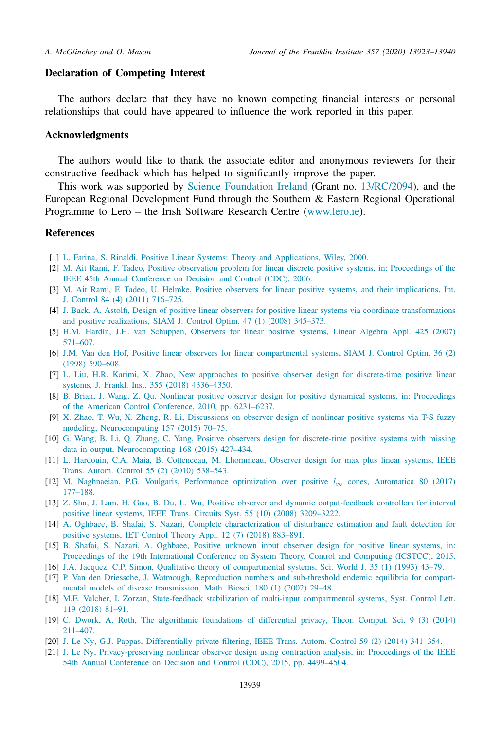## Declaration of Competing Interest

The authors declare that they have no known competing financial interests or personal relationships that could have appeared to influence the work reported in this paper.

## Acknowledgments

The authors would like to thank the associate editor and anonymous reviewers for their constructive feedback which has helped to significantly improve the paper.

This work was supported by Science Foundation Ireland (Grant no. 13/RC/2094), and the European Regional Development Fund through the Southern & Eastern Regional Operational Programme to Lero – the Irish Software Research Centre (www.lero.ie).

## References

[1] L. Farina, S. Rinaldi, Positive Linear Systems: Theory and Applications, Wiley, 2000.

[2] M. Ait Rami, F. Tadeo, Positive observation problem for linear discrete positive systems, in: Proceedings of the IEEE 45th Annual Conference on Decision and Control (CDC), 2006.

[3] M. Ait Rami, F. Tadeo, U. Helmke, Positive observers for linear positive systems, and their implications, Int. J. Control 84 (4) (2011) 716–725.

[4] J. Back, A. Astolfi, Design of positive linear observers for positive linear systems via coordinate transformations and positive realizations, SIAM J. Control Optim. 47 (1) (2008) 345–373.

[5] H.M. Hardin, J.H. van Schuppen, Observers for linear positive systems, Linear Algebra Appl. 425 (2007) 571–607.

[6] J.M. Van den Hof, Positive linear observers for linear compartmental systems, SIAM J. Control Optim. 36 (2) (1998) 590–608.

[7] L. Liu, H.R. Karimi, X. Zhao, New approaches to positive observer design for discrete-time positive linear systems, J. Frankl. Inst. 355 (2018) 4336–4350.

[8] B. Brian, J. Wang, Z. Qu, Nonlinear positive observer design for positive dynamical systems, in: Proceedings of the American Control Conference, 2010, pp. 6231–6237.

[9] X. Zhao, T. Wu, X. Zheng, R. Li, Discussions on observer design of nonlinear positive systems via T-S fuzzy modeling, Neurocomputing 157 (2015) 70–75.

[10] G. Wang, B. Li, Q. Zhang, C. Yang, Positive observers design for discrete-time positive systems with missing data in output, Neurocomputing 168 (2015) 427–434.

[11] L. Hardouin, C.A. Maia, B. Cottenceau, M. Lhommeau, Observer design for max plus linear systems, IEEE Trans. Autom. Control 55 (2) (2010) 538–543.

[12] M. Naghnaeian, P.G. Voulgaris, Performance optimization over positive $l_\infty$ cones, Automatica 80 (2017) 177–188.

[13] Z. Shu, J. Lam, H. Gao, B. Du, L. Wu, Positive observer and dynamic output-feedback controllers for interval positive linear systems, IEEE Trans. Circuits Syst. 55 (10) (2008) 3209–3222.

[14] A. Oghbaee, B. Shafai, S. Nazari, Complete characterization of disturbance estimation and fault detection for positive systems, IET Control Theory Appl. 12 (7) (2018) 883–891.

[15] B. Shafai, S. Nazari, A. Oghbaee, Positive unknown input observer design for positive linear systems, in: Proceedings of the 19th International Conference on System Theory, Control and Computing (ICSTCC), 2015.

[16] J.A. Jacquez, C.P. Simon, Qualitative theory of compartmental systems, Sci. World J. 35 (1) (1993) 43–79.

[17] P. Van den Driessche, J. Watmough, Reproduction numbers and sub-threshold endemic equilibria for compartmental models of disease transmission, Math. Biosci. 180 (1) (2002) 29–48.

[18] M.E. Valcher, I. Zorzan, State-feedback stabilization of multi-input compartmental systems, Syst. Control Lett. 119 (2018) 81–91.

[19] C. Dwork, A. Roth, The algorithmic foundations of differential privacy, Theor. Comput. Sci. 9 (3) (2014) 211–407.

[20] J. Le Ny, G.J. Pappas, Differentially private filtering, IEEE Trans. Autom. Control 59 (2) (2014) 341–354.

[21] J. Le Ny, Privacy-preserving nonlinear observer design using contraction analysis, in: Proceedings of the IEEE 54th Annual Conference on Decision and Control (CDC), 2015, pp. 4499–4504.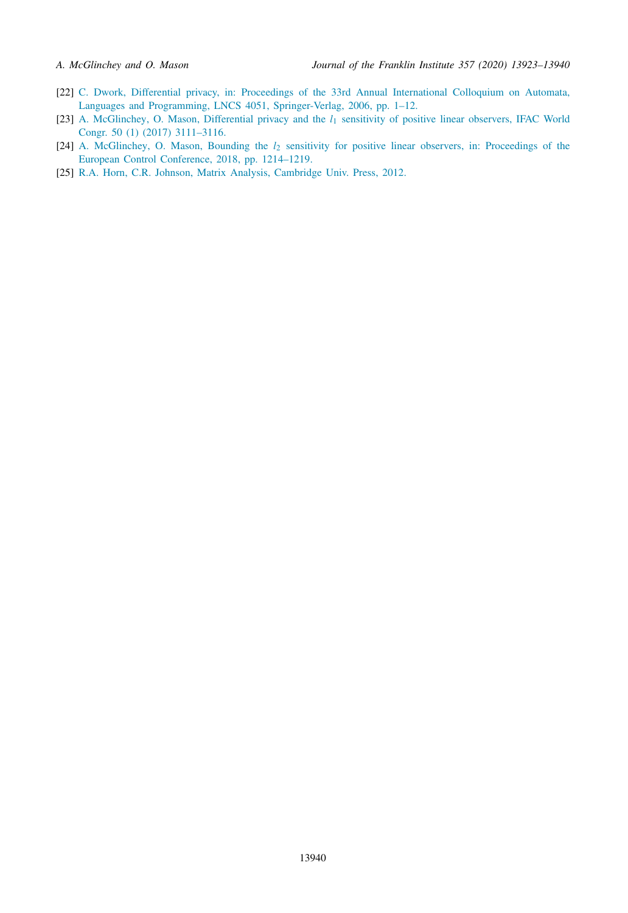[22] C. Dwork, Differential privacy, in: Proceedings of the 33rd Annual International Colloquium on Automata, Languages and Programming, LNCS 4051, Springer-Verlag, 2006, pp. 1–12.

[23] A. McGlinchey, O. Mason, Differential privacy and the $l_1$ sensitivity of positive linear observers, IFAC World Congr. 50 (1) (2017) 3111–3116.

[24] A. McGlinchey, O. Mason, Bounding the $l_2$ sensitivity for positive linear observers, in: Proceedings of the European Control Conference, 2018, pp. 1214–1219.

[25] R.A. Horn, C.R. Johnson, Matrix Analysis, Cambridge Univ. Press, 2012.